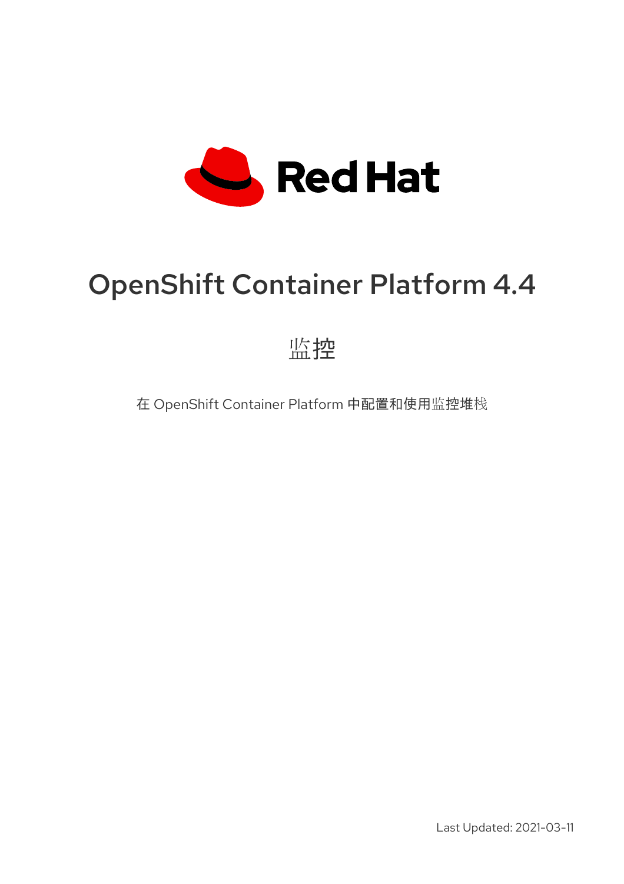Red Hat

# OpenShift Container Platform 4.4

## 监控

在 OpenShift Container Platform 中配置和使用监控堆栈

Last Updated: 2021-03-11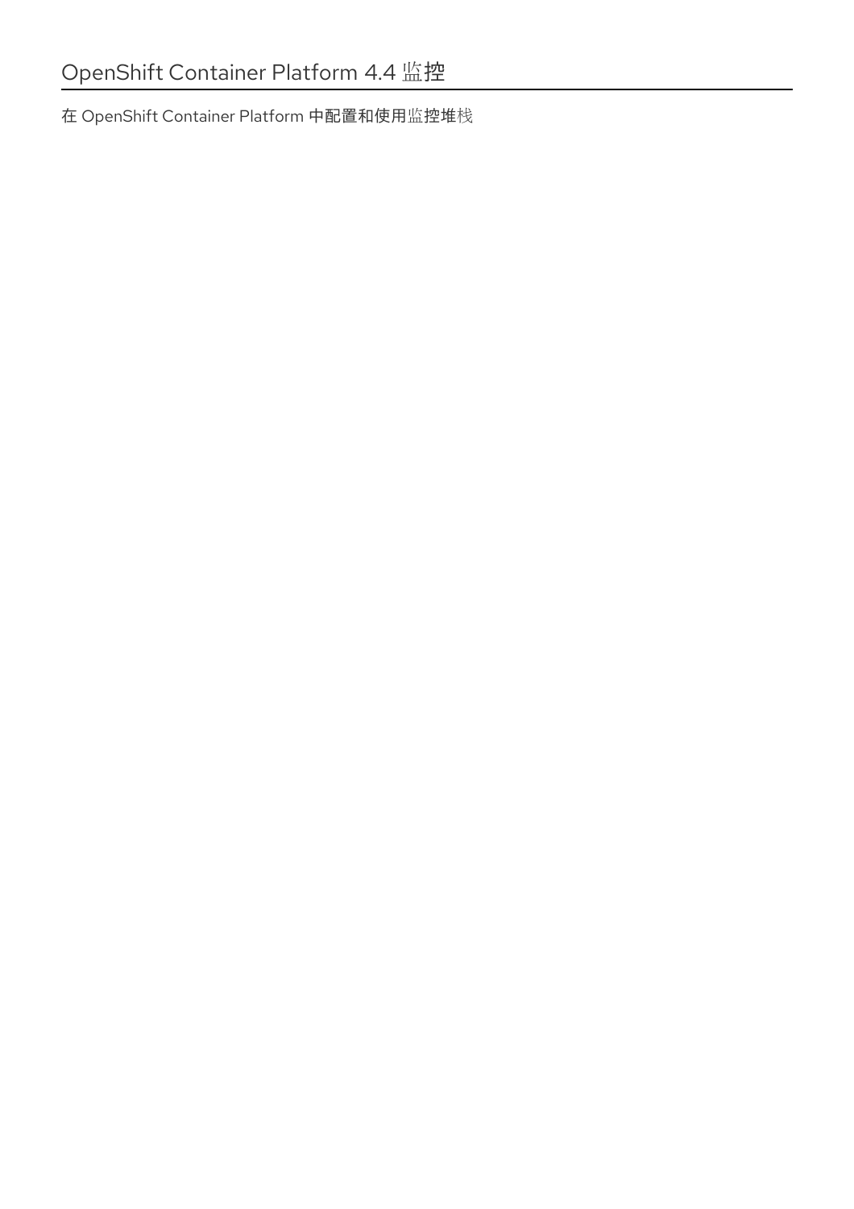# OpenShift Container Platform 4.4 监控

在 OpenShift Container Platform 中配置和使用监控堆栈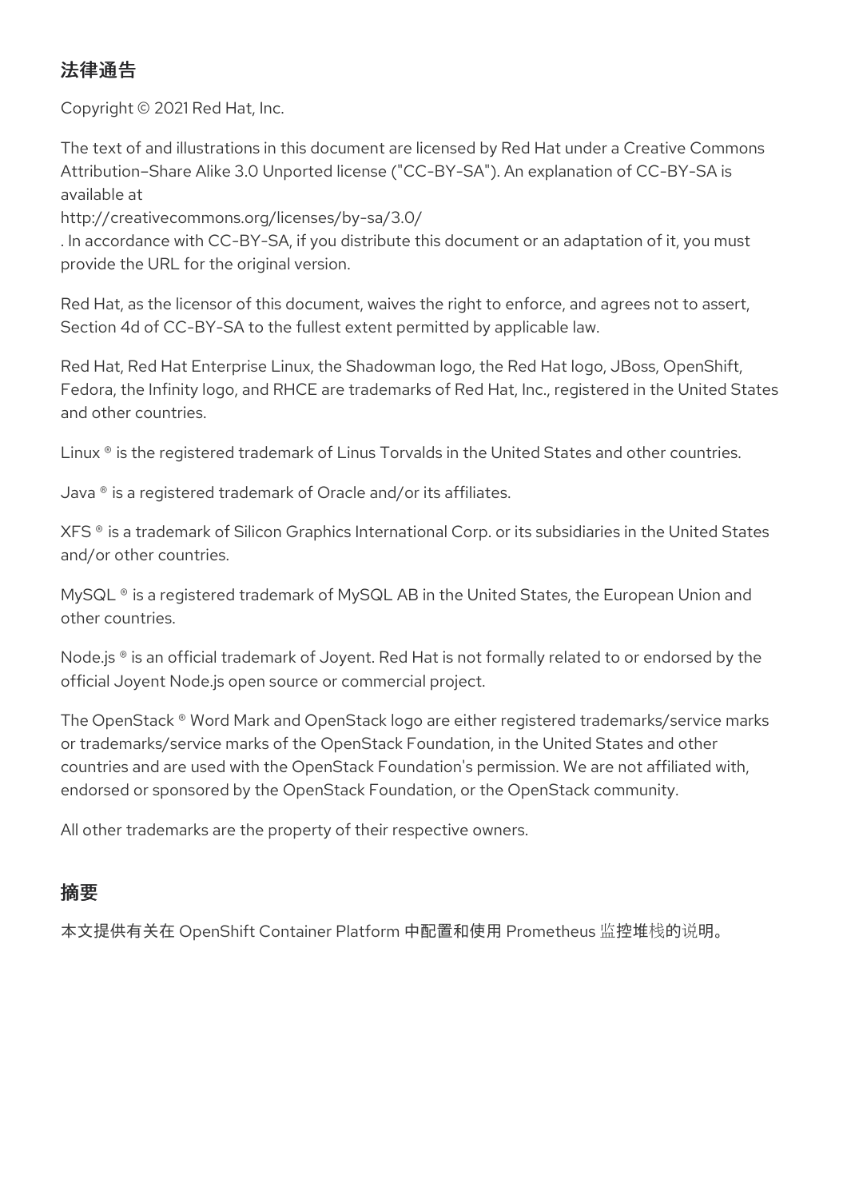## 法律通告

Copyright © 2021 Red Hat, Inc.

The text of and illustrations in this document are licensed by Red Hat under a Creative Commons Attribution–Share Alike 3.0 Unported license ("CC-BY-SA"). An explanation of CC-BY-SA is available at
http://creativecommons.org/licenses/by-sa/3.0/
. In accordance with CC-BY-SA, if you distribute this document or an adaptation of it, you must provide the URL for the original version.

Red Hat, as the licensor of this document, waives the right to enforce, and agrees not to assert, Section 4d of CC-BY-SA to the fullest extent permitted by applicable law.

Red Hat, Red Hat Enterprise Linux, the Shadowman logo, the Red Hat logo, JBoss, OpenShift, Fedora, the Infinity logo, and RHCE are trademarks of Red Hat, Inc., registered in the United States and other countries.

Linux ® is the registered trademark of Linus Torvalds in the United States and other countries.

Java ® is a registered trademark of Oracle and/or its affiliates.

XFS ® is a trademark of Silicon Graphics International Corp. or its subsidiaries in the United States and/or other countries.

MySQL ® is a registered trademark of MySQL AB in the United States, the European Union and other countries.

Node.js ® is an official trademark of Joyent. Red Hat is not formally related to or endorsed by the official Joyent Node.js open source or commercial project.

The OpenStack ® Word Mark and OpenStack logo are either registered trademarks/service marks or trademarks/service marks of the OpenStack Foundation, in the United States and other countries and are used with the OpenStack Foundation's permission. We are not affiliated with, endorsed or sponsored by the OpenStack Foundation, or the OpenStack community.

All other trademarks are the property of their respective owners.

## 摘要

本文提供有关在 OpenShift Container Platform 中配置和使用 Prometheus 监控堆栈的说明。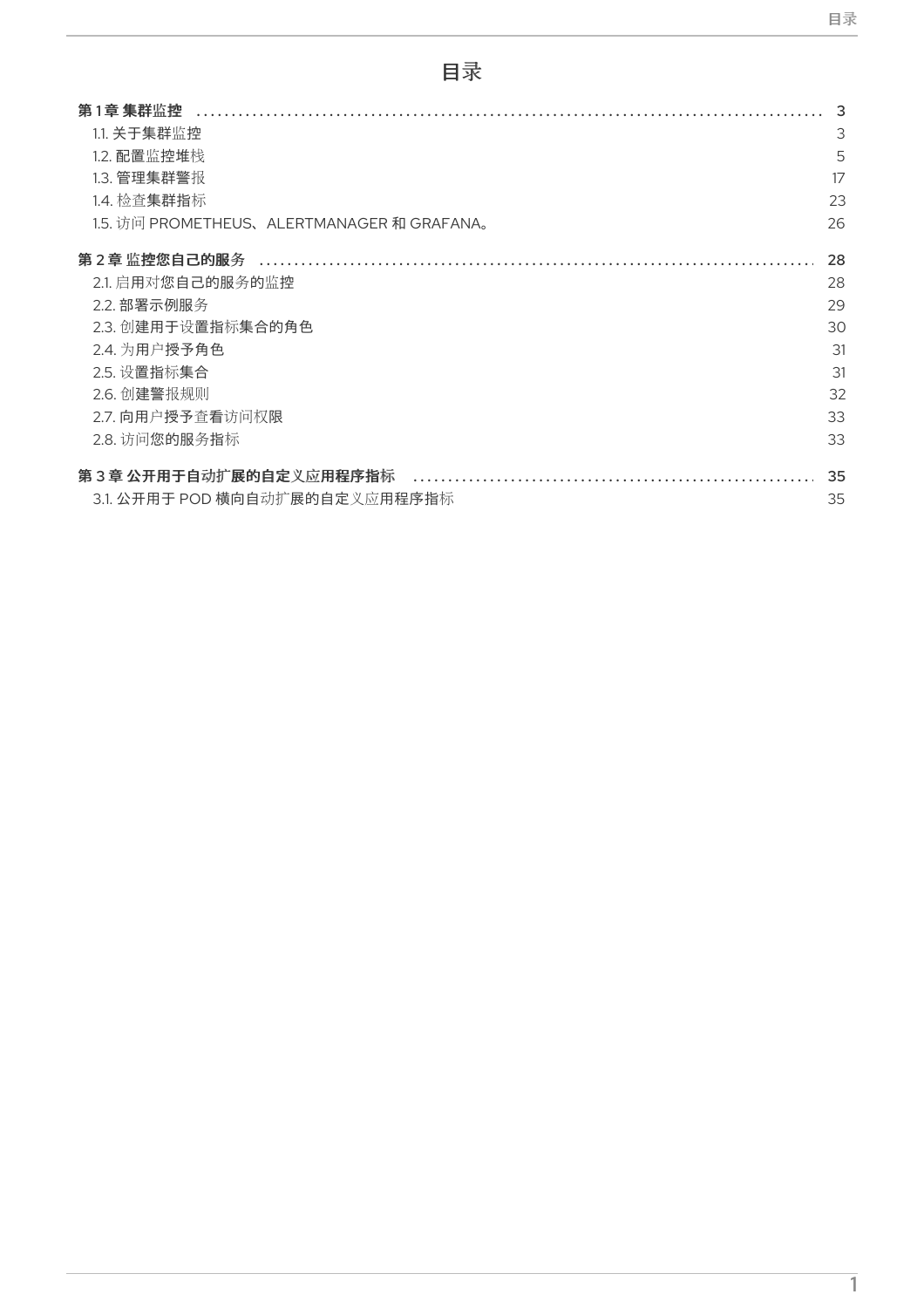# 目录

**第 1 章 集群监控** ... 3

- 1.1. 关于集群监控 ... 3
- 1.2. 配置监控堆栈 ... 5
- 1.3. 管理集群警报 ... 17
- 1.4. 检查集群指标 ... 23
- 1.5. 访问 PROMETHEUS、ALERTMANAGER 和 GRAFANA。 ... 26

**第 2 章 监控您自己的服务** ... 28

- 2.1. 启用对您自己的服务的监控 ... 28
- 2.2. 部署示例服务 ... 29
- 2.3. 创建用于设置指标集合的角色 ... 30
- 2.4. 为用户授予角色 ... 31
- 2.5. 设置指标集合 ... 31
- 2.6. 创建警报规则 ... 32
- 2.7. 向用户授予查看访问权限 ... 33
- 2.8. 访问您的服务指标 ... 33

**第 3 章 公开用于自动扩展的自定义应用程序指标** ... 35

- 3.1. 公开用于 POD 横向自动扩展的自定义应用程序指标 ... 35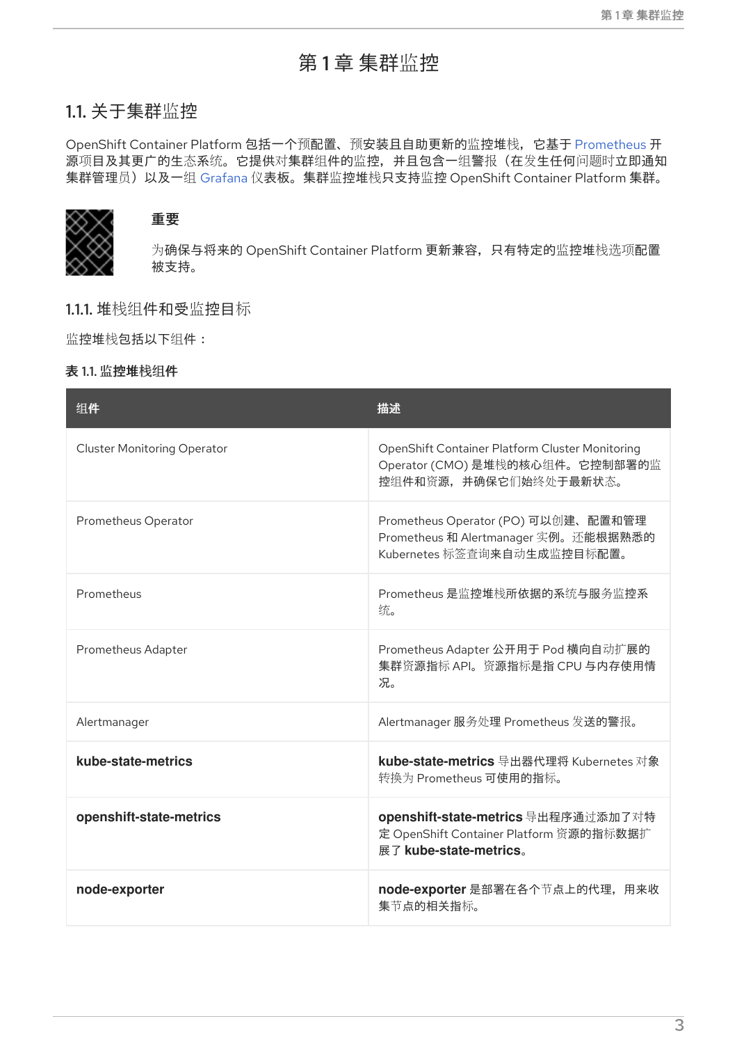# 第 1 章 集群监控

## 1.1. 关于集群监控

OpenShift Container Platform 包括一个预配置、预安装且自助更新的监控堆栈，它基于 Prometheus 开源项目及其更广的生态系统。它提供对集群组件的监控，并且包含一组警报（在发生任何问题时立即通知集群管理员）以及一组 Grafana 仪表板。集群监控堆栈只支持监控 OpenShift Container Platform 集群。

**重要**

为确保与将来的 OpenShift Container Platform 更新兼容，只有特定的监控堆栈选项配置被支持。

### 1.1.1. 堆栈组件和受监控目标

监控堆栈包括以下组件：

**表 1.1. 监控堆栈组件**

| 组件 | 描述 |
| --- | --- |
| Cluster Monitoring Operator | OpenShift Container Platform Cluster Monitoring Operator (CMO) 是堆栈的核心组件。它控制部署的监控组件和资源，并确保它们始终处于最新状态。 |
| Prometheus Operator | Prometheus Operator (PO) 可以创建、配置和管理 Prometheus 和 Alertmanager 实例。还能根据熟悉的 Kubernetes 标签查询来自动生成监控目标配置。 |
| Prometheus | Prometheus 是监控堆栈所依据的系统与服务监控系统。 |
| Prometheus Adapter | Prometheus Adapter 公开用于 Pod 横向自动扩展的集群资源指标 API。资源指标是指 CPU 与内存使用情况。 |
| Alertmanager | Alertmanager 服务处理 Prometheus 发送的警报。 |
| **kube-state-metrics** | **kube-state-metrics** 导出器代理将 Kubernetes 对象转换为 Prometheus 可使用的指标。 |
| **openshift-state-metrics** | **openshift-state-metrics** 导出程序通过添加了对特定 OpenShift Container Platform 资源的指标数据扩展了 **kube-state-metrics**。 |
| **node-exporter** | **node-exporter** 是部署在各个节点上的代理，用来收集节点的相关指标。 |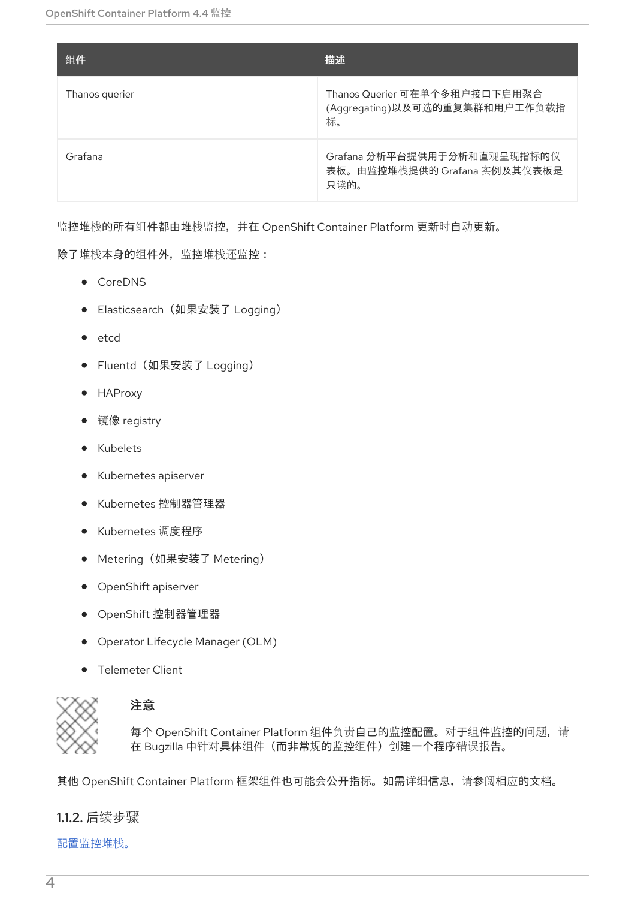| 组件 | 描述 |
| --- | --- |
| Thanos querier | Thanos Querier 可在单个多租户接口下启用聚合(Aggregating)以及可选的重复集群和用户工作负载指标。 |
| Grafana | Grafana 分析平台提供用于分析和直观呈现指标的仪表板。由监控堆栈提供的 Grafana 实例及其仪表板是只读的。 |

监控堆栈的所有组件都由堆栈监控，并在 OpenShift Container Platform 更新时自动更新。

除了堆栈本身的组件外，监控堆栈还监控：

- CoreDNS
- Elasticsearch（如果安装了 Logging）
- etcd
- Fluentd（如果安装了 Logging）
- HAProxy
- 镜像 registry
- Kubelets
- Kubernetes apiserver
- Kubernetes 控制器管理器
- Kubernetes 调度程序
- Metering（如果安装了 Metering）
- OpenShift apiserver
- OpenShift 控制器管理器
- Operator Lifecycle Manager (OLM)
- Telemeter Client

**注意**

每个 OpenShift Container Platform 组件负责自己的监控配置。对于组件监控的问题，请在 Bugzilla 中针对具体组件（而非常规的监控组件）创建一个程序错误报告。

其他 OpenShift Container Platform 框架组件也可能会公开指标。如需详细信息，请参阅相应的文档。

### 1.1.2. 后续步骤

配置监控堆栈。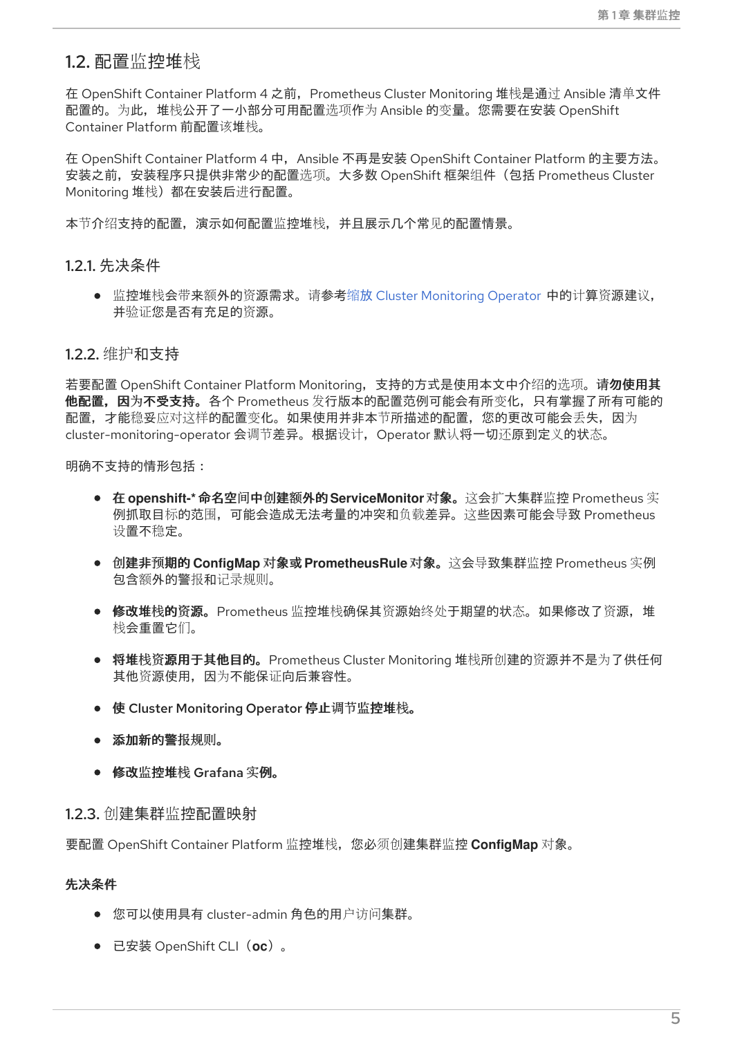## 1.2. 配置监控堆栈

在 OpenShift Container Platform 4 之前，Prometheus Cluster Monitoring 堆栈是通过 Ansible 清单文件配置的。为此，堆栈公开了一小部分可用配置选项作为 Ansible 的变量。您需要在安装 OpenShift Container Platform 前配置该堆栈。

在 OpenShift Container Platform 4 中，Ansible 不再是安装 OpenShift Container Platform 的主要方法。安装之前，安装程序只提供非常少的配置选项。大多数 OpenShift 框架组件（包括 Prometheus Cluster Monitoring 堆栈）都在安装后进行配置。

本节介绍支持的配置，演示如何配置监控堆栈，并且展示几个常见的配置情景。

### 1.2.1. 先决条件

- 监控堆栈会带来额外的资源需求。请参考缩放 Cluster Monitoring Operator 中的计算资源建议，并验证您是否有充足的资源。

### 1.2.2. 维护和支持

若要配置 OpenShift Container Platform Monitoring，支持的方式是使用本文中介绍的选项。**请勿使用其他配置，因为不受支持。**各个 Prometheus 发行版本的配置范例可能会有所变化，只有掌握了所有可能的配置，才能稳妥应对这样的配置变化。如果使用并非本节所描述的配置，您的更改可能会丢失，因为 cluster-monitoring-operator 会调节差异。根据设计，Operator 默认将一切还原到定义的状态。

明确不支持的情形包括：

- **在 openshift-* 命名空间中创建额外的 ServiceMonitor 对象。**这会扩大集群监控 Prometheus 实例抓取目标的范围，可能会造成无法考量的冲突和负载差异。这些因素可能会导致 Prometheus 设置不稳定。
- **创建非预期的 ConfigMap 对象或 PrometheusRule 对象。**这会导致集群监控 Prometheus 实例包含额外的警报和记录规则。
- **修改堆栈的资源。**Prometheus 监控堆栈确保其资源始终处于期望的状态。如果修改了资源，堆栈会重置它们。
- **将堆栈资源用于其他目的。**Prometheus Cluster Monitoring 堆栈所创建的资源并不是为了供任何其他资源使用，因为不能保证向后兼容性。
- **使 Cluster Monitoring Operator 停止调节监控堆栈。**
- **添加新的警报规则。**
- **修改监控堆栈 Grafana 实例。**

### 1.2.3. 创建集群监控配置映射

要配置 OpenShift Container Platform 监控堆栈，您必须创建集群监控 **ConfigMap** 对象。

**先决条件**

- 您可以使用具有 cluster-admin 角色的用户访问集群。
- 已安装 OpenShift CLI（**oc**）。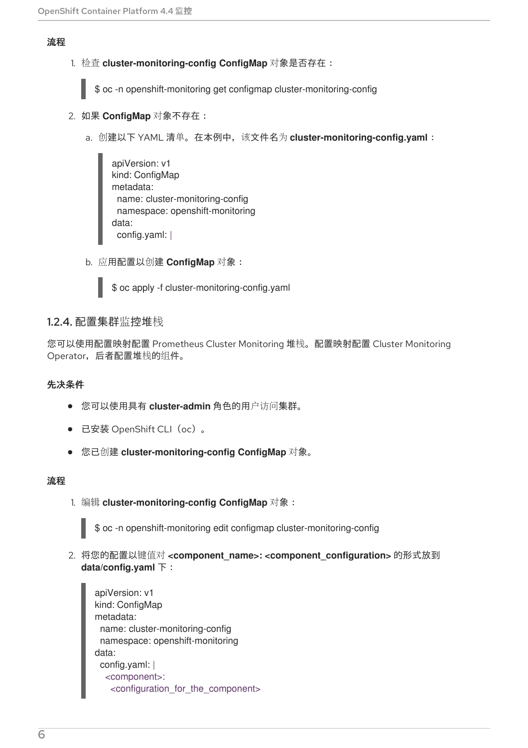**流程**

1. 检查 **cluster-monitoring-config ConfigMap** 对象是否存在：

```
$ oc -n openshift-monitoring get configmap cluster-monitoring-config
```

2. 如果 **ConfigMap** 对象不存在：

   a. 创建以下 YAML 清单。在本例中，该文件名为 **cluster-monitoring-config.yaml**：

   ```
   apiVersion: v1
   kind: ConfigMap
   metadata:
     name: cluster-monitoring-config
     namespace: openshift-monitoring
   data:
     config.yaml: |
   ```

   b. 应用配置以创建 **ConfigMap** 对象：

   ```
   $ oc apply -f cluster-monitoring-config.yaml
   ```

### 1.2.4. 配置集群监控堆栈

您可以使用配置映射配置 Prometheus Cluster Monitoring 堆栈。配置映射配置 Cluster Monitoring Operator，后者配置堆栈的组件。

**先决条件**

- 您可以使用具有 **cluster-admin** 角色的用户访问集群。
- 已安装 OpenShift CLI（oc）。
- 您已创建 **cluster-monitoring-config ConfigMap** 对象。

**流程**

1. 编辑 **cluster-monitoring-config ConfigMap** 对象：

```
$ oc -n openshift-monitoring edit configmap cluster-monitoring-config
```

2. 将您的配置以键值对 **<component_name>: <component_configuration>** 的形式放到 **data/config.yaml** 下：

```
apiVersion: v1
kind: ConfigMap
metadata:
  name: cluster-monitoring-config
  namespace: openshift-monitoring
data:
  config.yaml: |
    <component>:
      <configuration_for_the_component>
```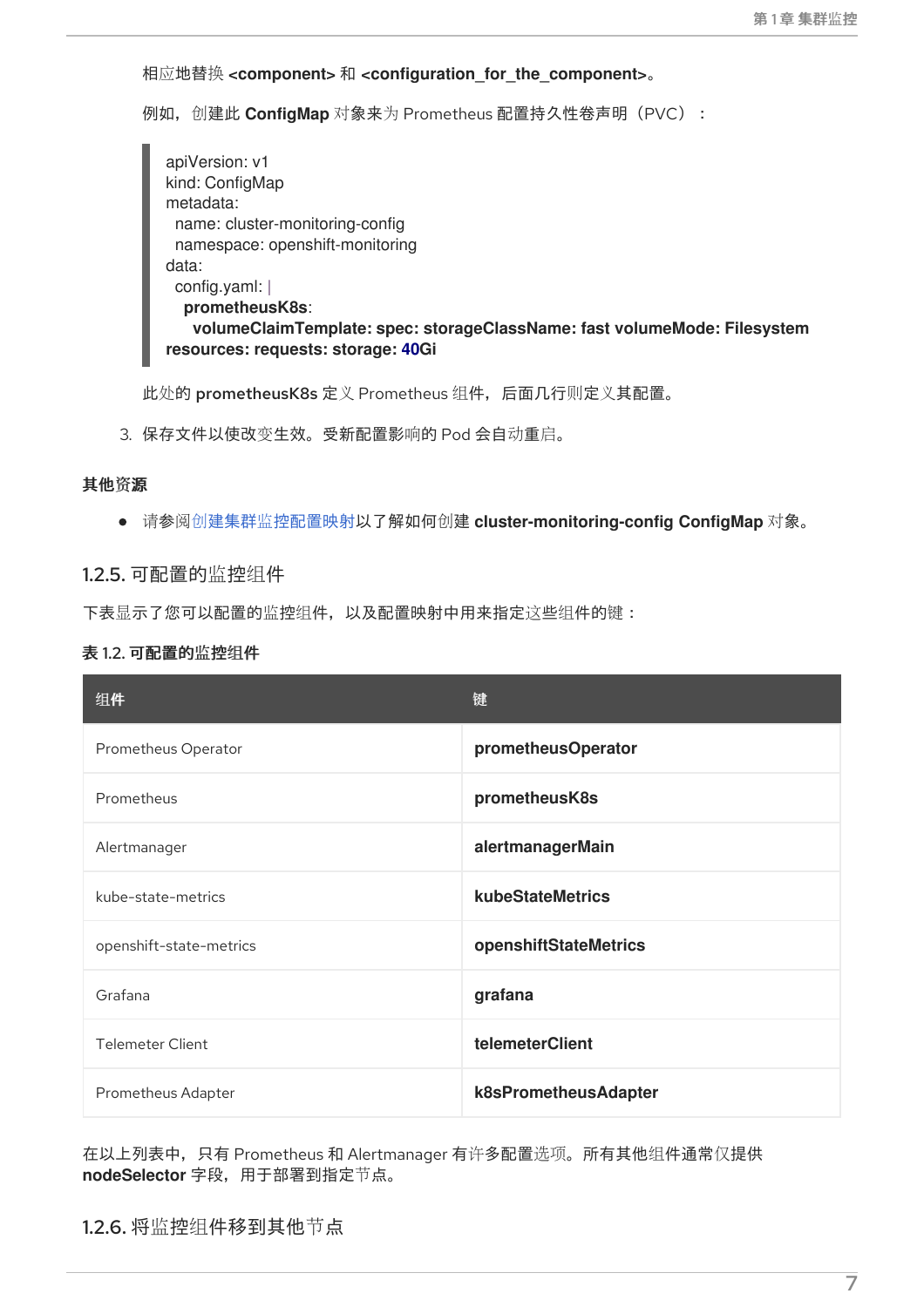相应地替换 **<component>** 和 **<configuration_for_the_component>**。

例如，创建此 **ConfigMap** 对象来为 Prometheus 配置持久性卷声明（PVC）：

```
apiVersion: v1
kind: ConfigMap
metadata:
  name: cluster-monitoring-config
  namespace: openshift-monitoring
data:
  config.yaml: |
    prometheusK8s:
      volumeClaimTemplate: spec: storageClassName: fast volumeMode: Filesystem
resources: requests: storage: 40Gi
```

此处的 **prometheusK8s** 定义 Prometheus 组件，后面几行则定义其配置。

3. 保存文件以使改变生效。受新配置影响的 Pod 会自动重启。

**其他资源**

- 请参阅创建集群监控配置映射以了解如何创建 **cluster-monitoring-config ConfigMap** 对象。

### 1.2.5. 可配置的监控组件

下表显示了您可以配置的监控组件，以及配置映射中用来指定这些组件的键：

**表 1.2. 可配置的监控组件**

| 组件 | 键 |
| --- | --- |
| Prometheus Operator | **prometheusOperator** |
| Prometheus | **prometheusK8s** |
| Alertmanager | **alertmanagerMain** |
| kube-state-metrics | **kubeStateMetrics** |
| openshift-state-metrics | **openshiftStateMetrics** |
| Grafana | **grafana** |
| Telemeter Client | **telemeterClient** |
| Prometheus Adapter | **k8sPrometheusAdapter** |

在以上列表中，只有 Prometheus 和 Alertmanager 有许多配置选项。所有其他组件通常仅提供 **nodeSelector** 字段，用于部署到指定节点。

### 1.2.6. 将监控组件移到其他节点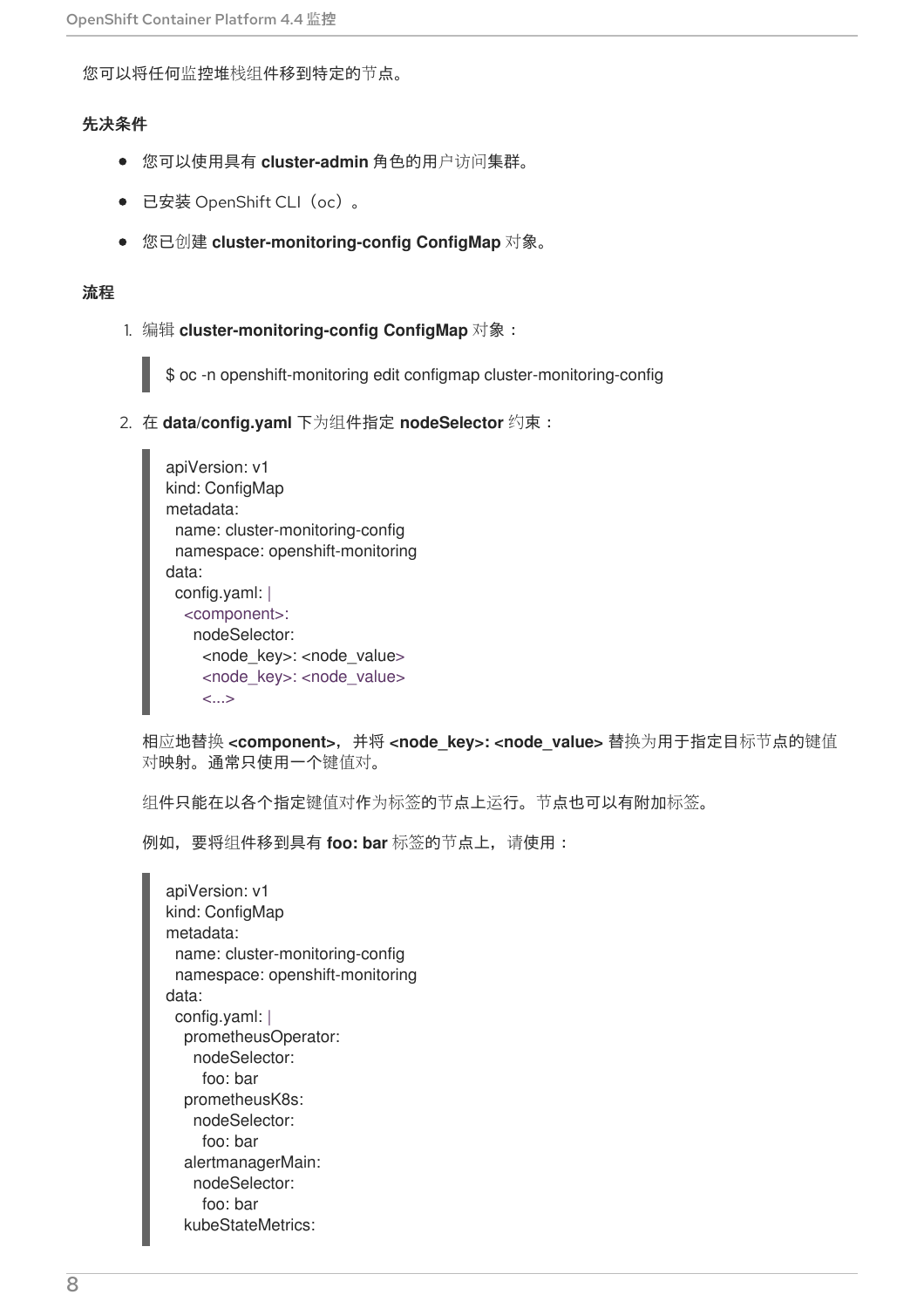您可以将任何监控堆栈组件移到特定的节点。

**先决条件**

- 您可以使用具有 **cluster-admin** 角色的用户访问集群。
- 已安装 OpenShift CLI（oc）。
- 您已创建 **cluster-monitoring-config ConfigMap** 对象。

**流程**

1. 编辑 **cluster-monitoring-config ConfigMap** 对象：

```
$ oc -n openshift-monitoring edit configmap cluster-monitoring-config
```

2. 在 **data/config.yaml** 下为组件指定 **nodeSelector** 约束：

```
apiVersion: v1
kind: ConfigMap
metadata:
  name: cluster-monitoring-config
  namespace: openshift-monitoring
data:
  config.yaml: |
    <component>:
      nodeSelector:
        <node_key>: <node_value>
        <node_key>: <node_value>
        <...>
```

相应地替换 **<component>**，并将 **<node_key>: <node_value>** 替换为用于指定目标节点的键值对映射。通常只使用一个键值对。

组件只能在以各个指定键值对作为标签的节点上运行。节点也可以有附加标签。

例如，要将组件移到具有 **foo: bar** 标签的节点上，请使用：

```
apiVersion: v1
kind: ConfigMap
metadata:
  name: cluster-monitoring-config
  namespace: openshift-monitoring
data:
  config.yaml: |
    prometheusOperator:
      nodeSelector:
        foo: bar
    prometheusK8s:
      nodeSelector:
        foo: bar
    alertmanagerMain:
      nodeSelector:
        foo: bar
    kubeStateMetrics:
```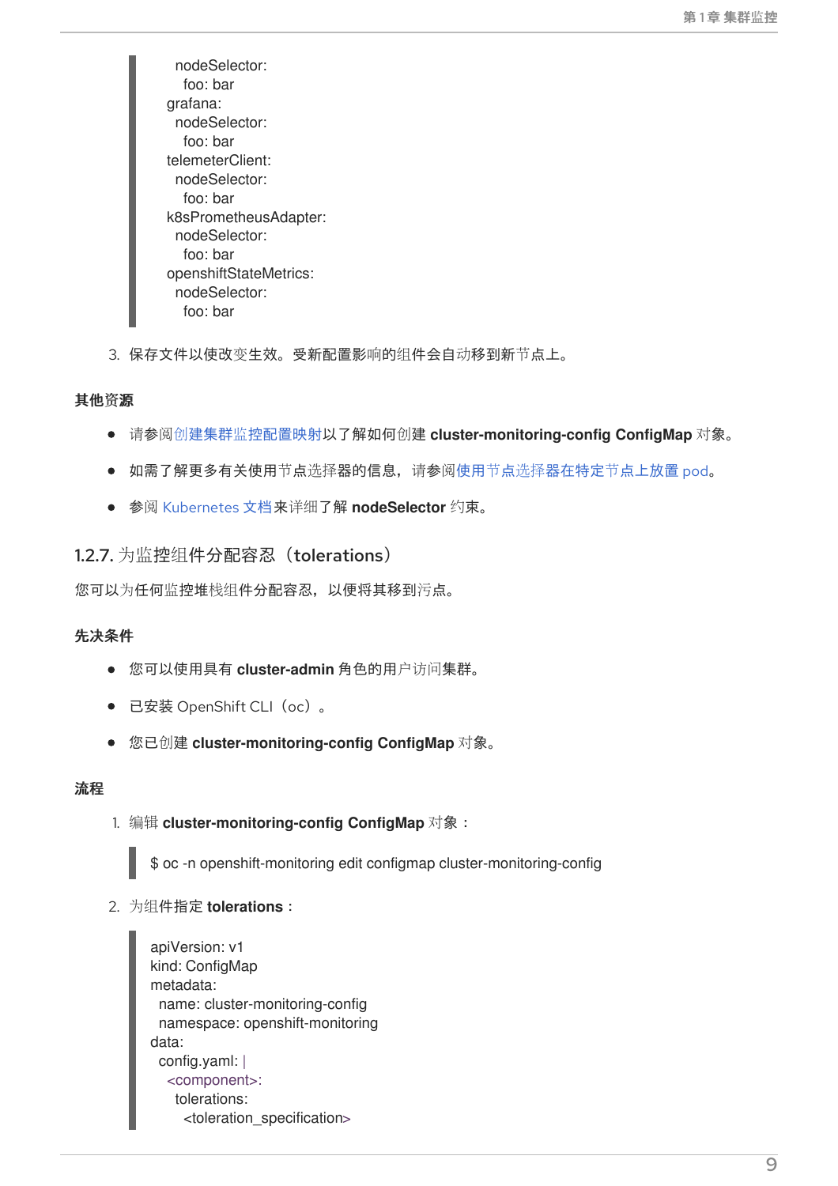```
    nodeSelector:
      foo: bar
  grafana:
    nodeSelector:
      foo: bar
  telemeterClient:
    nodeSelector:
      foo: bar
  k8sPrometheusAdapter:
    nodeSelector:
      foo: bar
  openshiftStateMetrics:
    nodeSelector:
      foo: bar
```

3. 保存文件以使改变生效。受新配置影响的组件会自动移到新节点上。

#### 其他资源

- 请参阅创建集群监控配置映射以了解如何创建 **cluster-monitoring-config ConfigMap** 对象。
- 如需了解更多有关使用节点选择器的信息，请参阅使用节点选择器在特定节点上放置 pod。
- 参阅 Kubernetes 文档来详细了解 **nodeSelector** 约束。

### 1.2.7. 为监控组件分配容忍（tolerations）

您可以为任何监控堆栈组件分配容忍，以便将其移到污点。

#### 先决条件

- 您可以使用具有 **cluster-admin** 角色的用户访问集群。
- 已安装 OpenShift CLI（oc）。
- 您已创建 **cluster-monitoring-config ConfigMap** 对象。

#### 流程

1. 编辑 **cluster-monitoring-config ConfigMap** 对象：

```
$ oc -n openshift-monitoring edit configmap cluster-monitoring-config
```

2. 为组件指定 **tolerations**：

```
apiVersion: v1
kind: ConfigMap
metadata:
  name: cluster-monitoring-config
  namespace: openshift-monitoring
data:
  config.yaml: |
    <component>:
      tolerations:
        <toleration_specification>
```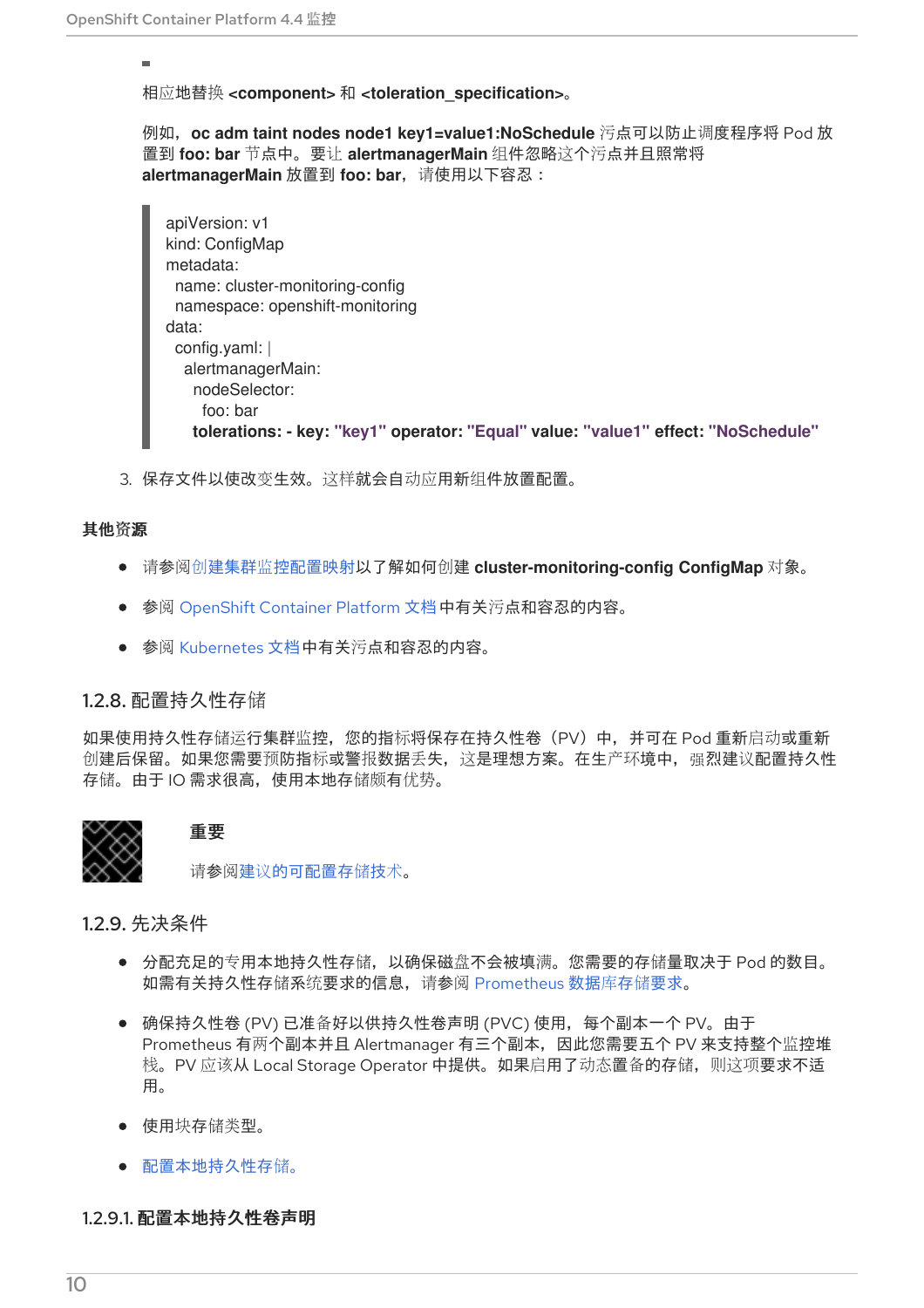- 相应地替换 **<component>** 和 **<toleration_specification>**。

  例如，**oc adm taint nodes node1 key1=value1:NoSchedule** 污点可以防止调度程序将 Pod 放置到 **foo: bar** 节点中。要让 **alertmanagerMain** 组件忽略这个污点并且照常将 **alertmanagerMain** 放置到 **foo: bar**，请使用以下容忍：

```
apiVersion: v1
kind: ConfigMap
metadata:
  name: cluster-monitoring-config
  namespace: openshift-monitoring
data:
  config.yaml: |
    alertmanagerMain:
      nodeSelector:
        foo: bar
      tolerations: - key: "key1" operator: "Equal" value: "value1" effect: "NoSchedule"
```

3. 保存文件以使改变生效。这样就会自动应用新组件放置配置。

**其他资源**

- 请参阅创建集群监控配置映射以了解如何创建 **cluster-monitoring-config ConfigMap** 对象。
- 参阅 OpenShift Container Platform 文档中有关污点和容忍的内容。
- 参阅 Kubernetes 文档中有关污点和容忍的内容。

### 1.2.8. 配置持久性存储

如果使用持久性存储运行集群监控，您的指标将保存在持久性卷（PV）中，并可在 Pod 重新启动或重新创建后保留。如果您需要预防指标或警报数据丢失，这是理想方案。在生产环境中，强烈建议配置持久性存储。由于 IO 需求很高，使用本地存储颇有优势。

> **重要**
>
> 请参阅建议的可配置存储技术。

### 1.2.9. 先决条件

- 分配充足的专用本地持久性存储，以确保磁盘不会被填满。您需要的存储量取决于 Pod 的数目。如需有关持久性存储系统要求的信息，请参阅 Prometheus 数据库存储要求。
- 确保持久性卷 (PV) 已准备好以供持久性卷声明 (PVC) 使用，每个副本一个 PV。由于 Prometheus 有两个副本并且 Alertmanager 有三个副本，因此您需要五个 PV 来支持整个监控堆栈。PV 应该从 Local Storage Operator 中提供。如果启用了动态置备的存储，则这项要求不适用。
- 使用块存储类型。
- 配置本地持久性存储。

#### 1.2.9.1. 配置本地持久性卷声明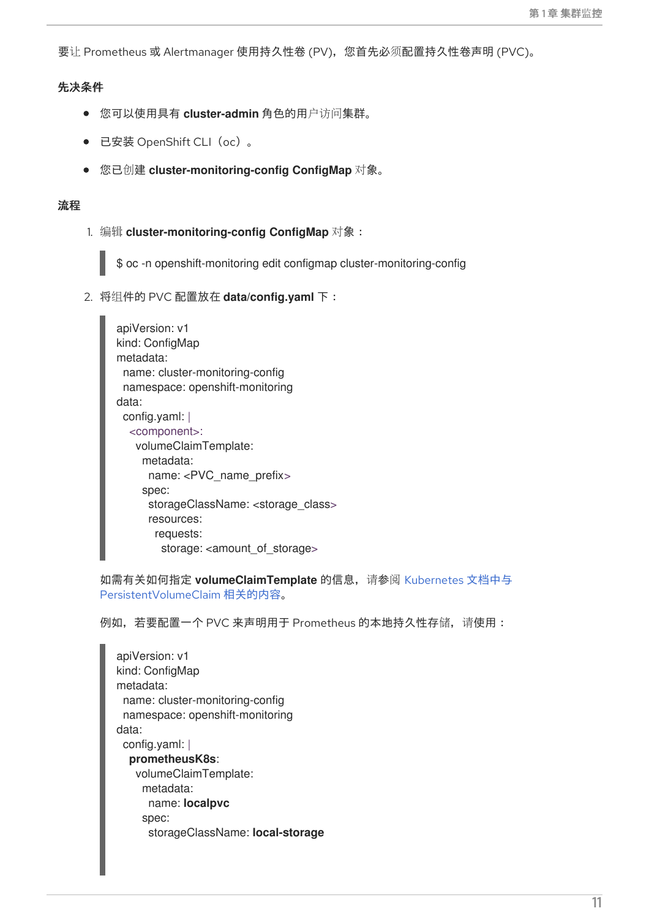要让 Prometheus 或 Alertmanager 使用持久性卷 (PV)，您首先必须配置持久性卷声明 (PVC)。

**先决条件**

- 您可以使用具有 **cluster-admin** 角色的用户访问集群。
- 已安装 OpenShift CLI（oc）。
- 您已创建 **cluster-monitoring-config ConfigMap** 对象。

**流程**

1. 编辑 **cluster-monitoring-config ConfigMap** 对象：

```
$ oc -n openshift-monitoring edit configmap cluster-monitoring-config
```

2. 将组件的 PVC 配置放在 **data/config.yaml** 下：

```
apiVersion: v1
kind: ConfigMap
metadata:
  name: cluster-monitoring-config
  namespace: openshift-monitoring
data:
  config.yaml: |
    <component>:
      volumeClaimTemplate:
        metadata:
          name: <PVC_name_prefix>
        spec:
          storageClassName: <storage_class>
          resources:
            requests:
              storage: <amount_of_storage>
```

如需有关如何指定 **volumeClaimTemplate** 的信息，请参阅 Kubernetes 文档中与 PersistentVolumeClaim 相关的内容。

例如，若要配置一个 PVC 来声明用于 Prometheus 的本地持久性存储，请使用：

```
apiVersion: v1
kind: ConfigMap
metadata:
  name: cluster-monitoring-config
  namespace: openshift-monitoring
data:
  config.yaml: |
    prometheusK8s:
      volumeClaimTemplate:
        metadata:
          name: localpvc
        spec:
          storageClassName: local-storage
```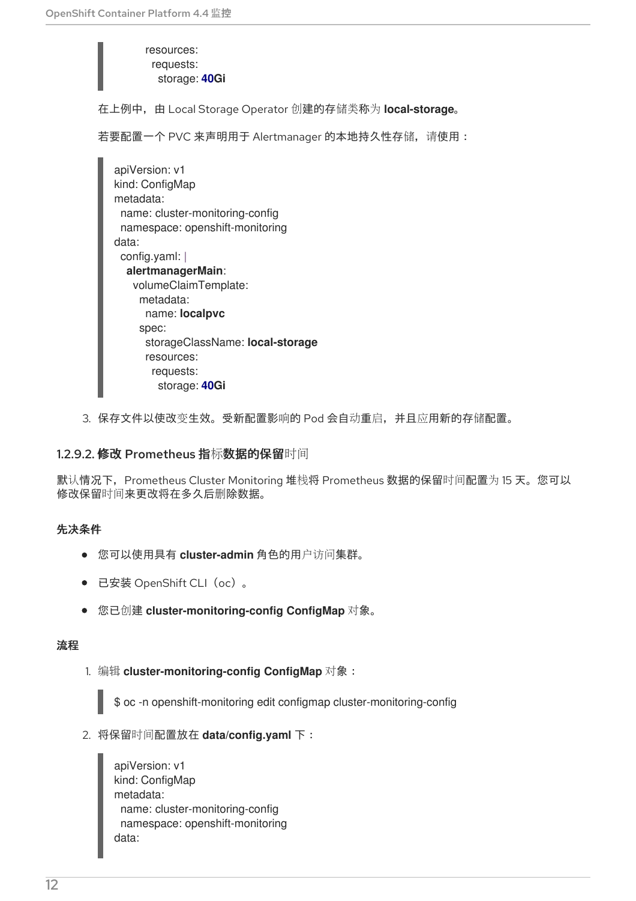```
        resources:
          requests:
            storage: 40Gi
```

在上例中，由 Local Storage Operator 创建的存储类称为 **local-storage**。

若要配置一个 PVC 来声明用于 Alertmanager 的本地持久性存储，请使用：

```
apiVersion: v1
kind: ConfigMap
metadata:
  name: cluster-monitoring-config
  namespace: openshift-monitoring
data:
  config.yaml: |
    alertmanagerMain:
      volumeClaimTemplate:
        metadata:
          name: localpvc
        spec:
          storageClassName: local-storage
          resources:
            requests:
              storage: 40Gi
```

3. 保存文件以使改变生效。受新配置影响的 Pod 会自动重启，并且应用新的存储配置。

#### 1.2.9.2. 修改 Prometheus 指标数据的保留时间

默认情况下，Prometheus Cluster Monitoring 堆栈将 Prometheus 数据的保留时间配置为 15 天。您可以修改保留时间来更改将在多久后删除数据。

**先决条件**

- 您可以使用具有 **cluster-admin** 角色的用户访问集群。
- 已安装 OpenShift CLI（oc）。
- 您已创建 **cluster-monitoring-config ConfigMap** 对象。

**流程**

1. 编辑 **cluster-monitoring-config ConfigMap** 对象：

```
$ oc -n openshift-monitoring edit configmap cluster-monitoring-config
```

2. 将保留时间配置放在 **data/config.yaml** 下：

```
apiVersion: v1
kind: ConfigMap
metadata:
  name: cluster-monitoring-config
  namespace: openshift-monitoring
data:
```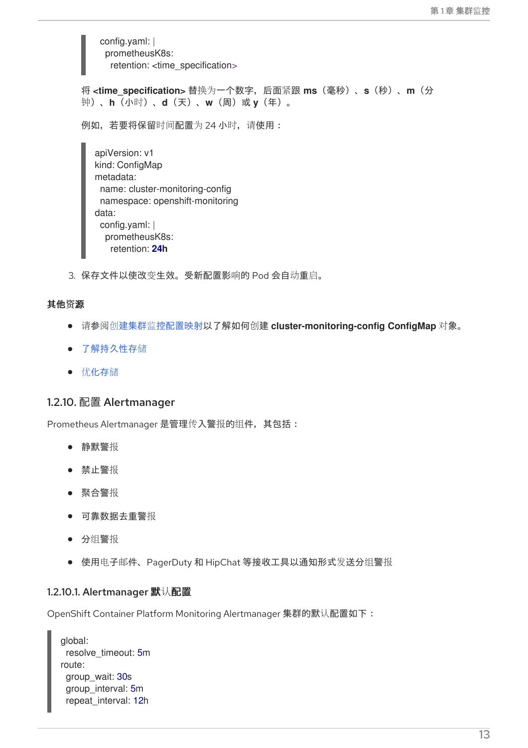```
config.yaml: |
  prometheusK8s:
    retention: <time_specification>
```

将 **<time_specification>** 替换为一个数字，后面紧跟 **ms**（毫秒）、**s**（秒）、**m**（分钟）、**h**（小时）、**d**（天）、**w**（周）或 **y**（年）。

例如，若要将保留时间配置为 24 小时，请使用：

```
apiVersion: v1
kind: ConfigMap
metadata:
  name: cluster-monitoring-config
  namespace: openshift-monitoring
data:
  config.yaml: |
    prometheusK8s:
      retention: 24h
```

3. 保存文件以使改变生效。受新配置影响的 Pod 会自动重启。

**其他资源**

- 请参阅创建集群监控配置映射以了解如何创建 **cluster-monitoring-config ConfigMap** 对象。
- 了解持久性存储
- 优化存储

### 1.2.10. 配置 Alertmanager

Prometheus Alertmanager 是管理传入警报的组件，其包括：

- 静默警报
- 禁止警报
- 聚合警报
- 可靠数据去重警报
- 分组警报
- 使用电子邮件、PagerDuty 和 HipChat 等接收工具以通知形式发送分组警报

#### 1.2.10.1. Alertmanager 默认配置

OpenShift Container Platform Monitoring Alertmanager 集群的默认配置如下：

```
global:
  resolve_timeout: 5m
route:
  group_wait: 30s
  group_interval: 5m
  repeat_interval: 12h
```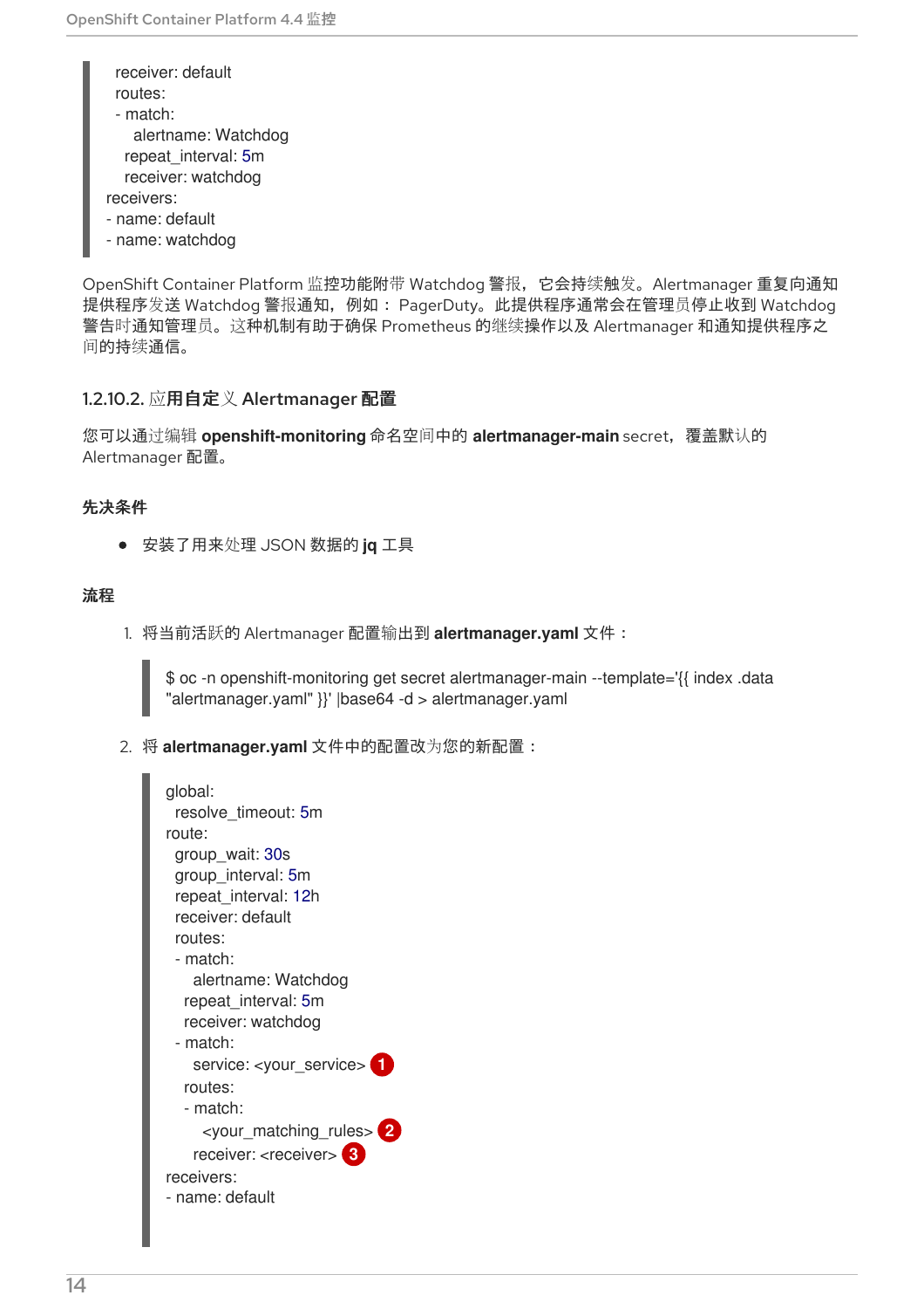```
  receiver: default
  routes:
  - match:
      alertname: Watchdog
    repeat_interval: 5m
    receiver: watchdog
receivers:
- name: default
- name: watchdog
```

OpenShift Container Platform 监控功能附带 Watchdog 警报，它会持续触发。Alertmanager 重复向通知提供程序发送 Watchdog 警报通知，例如： PagerDuty。此提供程序通常会在管理员停止收到 Watchdog 警告时通知管理员。这种机制有助于确保 Prometheus 的继续操作以及 Alertmanager 和通知提供程序之间的持续通信。

### 1.2.10.2. 应用自定义 Alertmanager 配置

您可以通过编辑 **openshift-monitoring** 命名空间中的 **alertmanager-main** secret，覆盖默认的 Alertmanager 配置。

**先决条件**

- 安装了用来处理 JSON 数据的 **jq** 工具

**流程**

1. 将当前活跃的 Alertmanager 配置输出到 **alertmanager.yaml** 文件：

```
$ oc -n openshift-monitoring get secret alertmanager-main --template='{{ index .data "alertmanager.yaml" }}' |base64 -d > alertmanager.yaml
```

2. 将 **alertmanager.yaml** 文件中的配置改为您的新配置：

```
global:
  resolve_timeout: 5m
route:
  group_wait: 30s
  group_interval: 5m
  repeat_interval: 12h
  receiver: default
  routes:
  - match:
      alertname: Watchdog
    repeat_interval: 5m
    receiver: watchdog
  - match:
      service: <your_service> (1)
    routes:
    - match:
        <your_matching_rules> (2)
      receiver: <receiver> (3)
receivers:
- name: default
```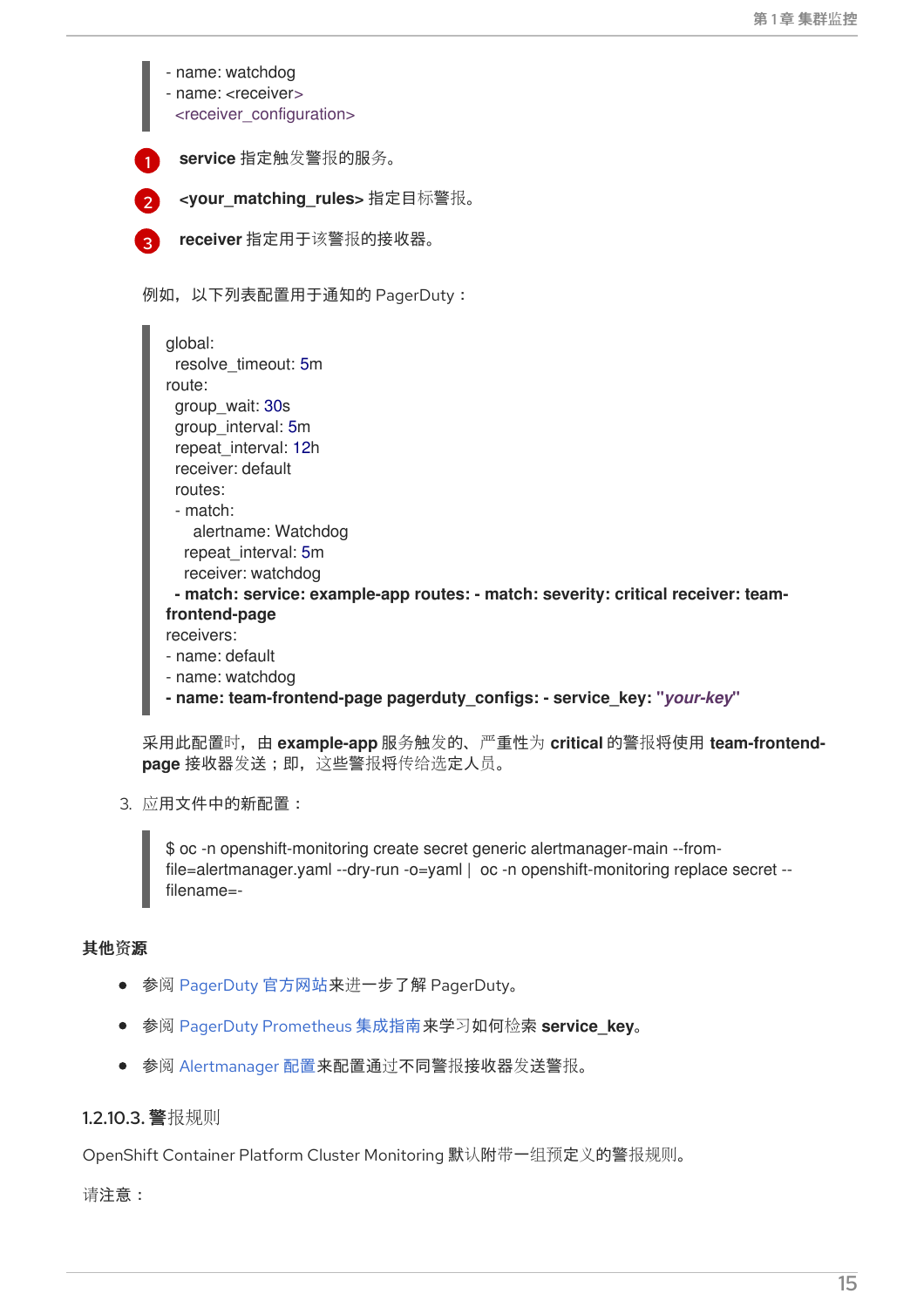```
- name: watchdog
- name: <receiver>
  <receiver_configuration>
```

1. **service** 指定触发警报的服务。
2. **<your_matching_rules>** 指定目标警报。
3. **receiver** 指定用于该警报的接收器。

例如，以下列表配置用于通知的 PagerDuty：

```
global:
  resolve_timeout: 5m
route:
  group_wait: 30s
  group_interval: 5m
  repeat_interval: 12h
  receiver: default
  routes:
  - match:
      alertname: Watchdog
    repeat_interval: 5m
    receiver: watchdog
  - match: service: example-app routes: - match: severity: critical receiver: team-frontend-page
receivers:
- name: default
- name: watchdog
- name: team-frontend-page pagerduty_configs: - service_key: "your-key"
```

采用此配置时，由 **example-app** 服务触发的、严重性为 **critical** 的警报将使用 **team-frontend-page** 接收器发送；即，这些警报将传给选定人员。

3. 应用文件中的新配置：

```
$ oc -n openshift-monitoring create secret generic alertmanager-main --from-file=alertmanager.yaml --dry-run -o=yaml |  oc -n openshift-monitoring replace secret --filename=-
```

**其他资源**

- 参阅 PagerDuty 官方网站来进一步了解 PagerDuty。
- 参阅 PagerDuty Prometheus 集成指南来学习如何检索 **service_key**。
- 参阅 Alertmanager 配置来配置通过不同警报接收器发送警报。

#### 1.2.10.3. 警报规则

OpenShift Container Platform Cluster Monitoring 默认附带一组预定义的警报规则。

请注意：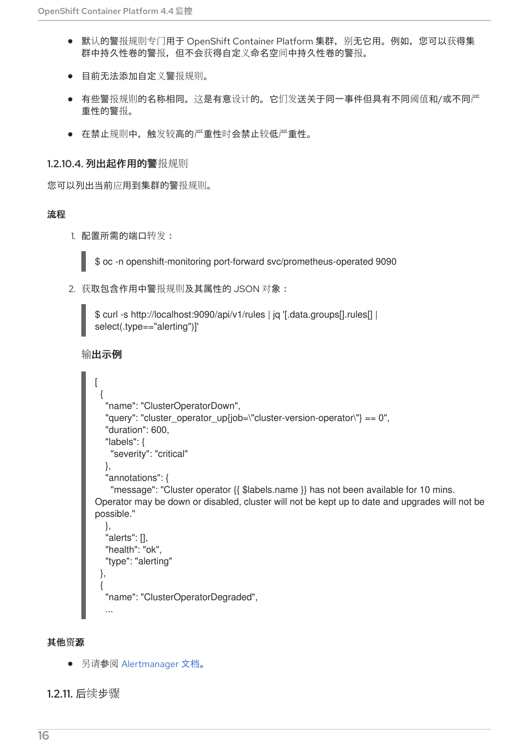- 默认的警报规则专门用于 OpenShift Container Platform 集群，别无它用。例如，您可以获得集群中持久性卷的警报，但不会获得自定义命名空间中持久性卷的警报。
- 目前无法添加自定义警报规则。
- 有些警报规则的名称相同。这是有意设计的。它们发送关于同一事件但具有不同阈值和/或不同严重性的警报。
- 在禁止规则中，触发较高的严重性时会禁止较低严重性。

### 1.2.10.4. 列出起作用的警报规则

您可以列出当前应用到集群的警报规则。

**流程**

1. 配置所需的端口转发：

```
$ oc -n openshift-monitoring port-forward svc/prometheus-operated 9090
```

2. 获取包含作用中警报规则及其属性的 JSON 对象：

```
$ curl -s http://localhost:9090/api/v1/rules | jq '[.data.groups[].rules[] |
select(.type=="alerting")]'
```

**输出示例**

```
[
  {
    "name": "ClusterOperatorDown",
    "query": "cluster_operator_up{job=\"cluster-version-operator\"} == 0",
    "duration": 600,
    "labels": {
      "severity": "critical"
    },
    "annotations": {
      "message": "Cluster operator {{ $labels.name }} has not been available for 10 mins.
Operator may be down or disabled, cluster will not be kept up to date and upgrades will not be
possible."
    },
    "alerts": [],
    "health": "ok",
    "type": "alerting"
  },
  {
    "name": "ClusterOperatorDegraded",
    ...
```

**其他资源**

- 另请参阅 Alertmanager 文档。

### 1.2.11. 后续步骤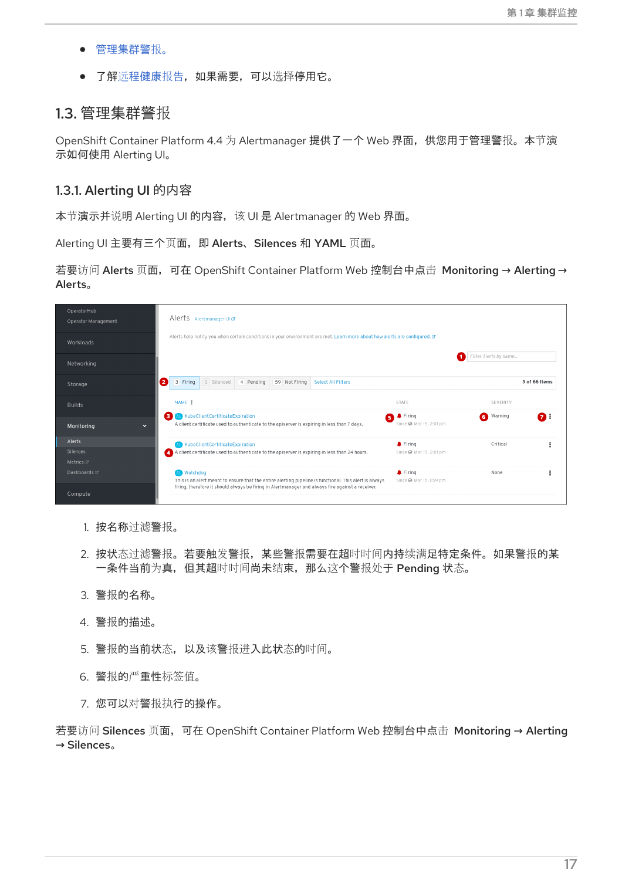- 管理集群警报。
- 了解远程健康报告，如果需要，可以选择停用它。

## 1.3. 管理集群警报

OpenShift Container Platform 4.4 为 Alertmanager 提供了一个 Web 界面，供您用于管理警报。本节演示如何使用 Alerting UI。

### 1.3.1. Alerting UI 的内容

本节演示并说明 Alerting UI 的内容，该 UI 是 Alertmanager 的 Web 界面。

Alerting UI 主要有三个页面，即 **Alerts**、**Silences** 和 **YAML** 页面。

若要访问 **Alerts** 页面，可在 OpenShift Container Platform Web 控制台中点击 **Monitoring → Alerting → Alerts**。

1. 按名称过滤警报。
2. 按状态过滤警报。若要触发警报，某些警报需要在超时时间内持续满足特定条件。如果警报的某一条件当前为真，但其超时时间尚未结束，那么这个警报处于 **Pending** 状态。
3. 警报的名称。
4. 警报的描述。
5. 警报的当前状态，以及该警报进入此状态的时间。
6. 警报的严重性标签值。
7. 您可以对警报执行的操作。

若要访问 **Silences** 页面，可在 OpenShift Container Platform Web 控制台中点击 **Monitoring → Alerting → Silences**。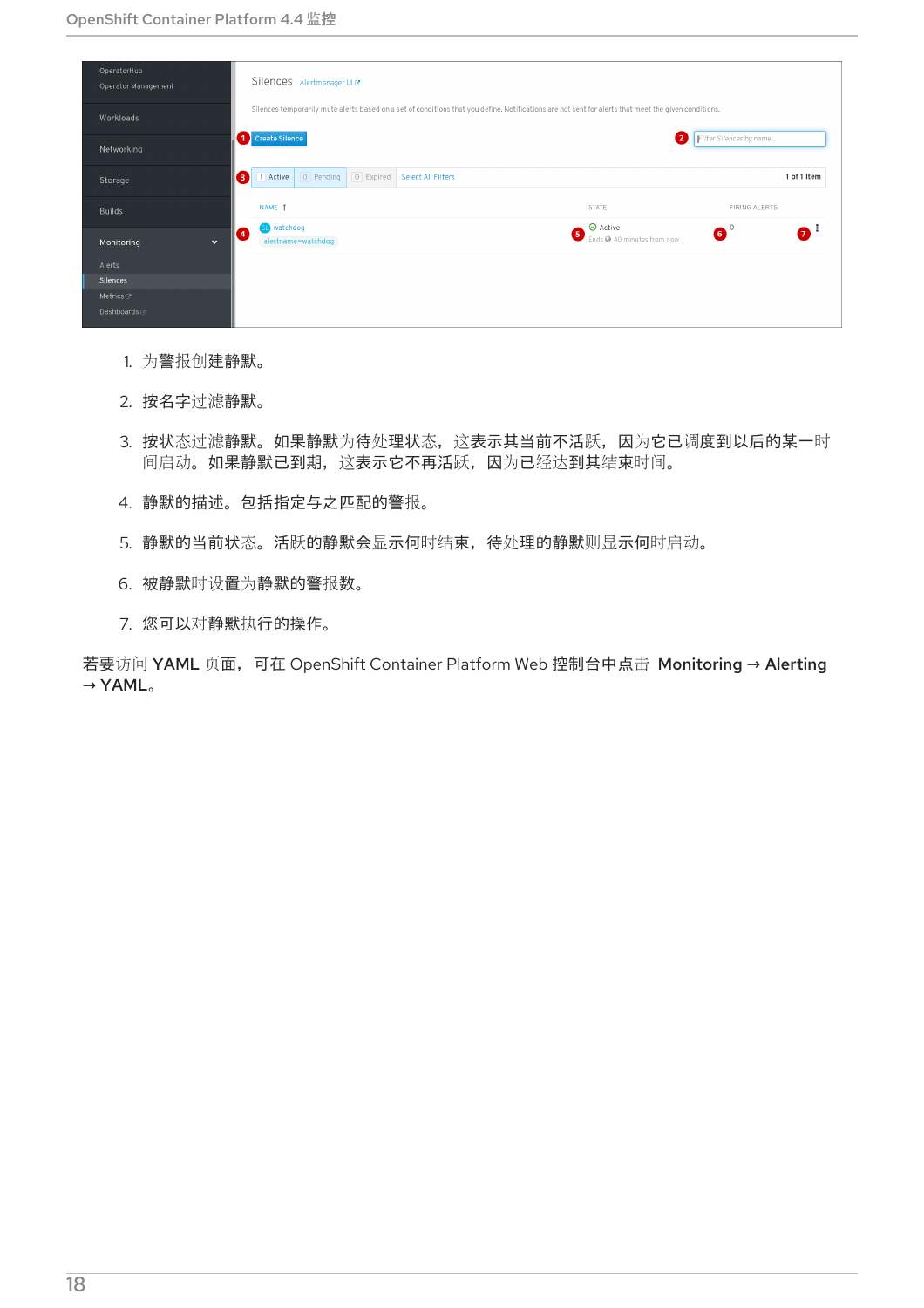1. 为警报创建静默。

2. 按名字过滤静默。

3. 按状态过滤静默。如果静默为待处理状态，这表示其当前不活跃，因为它已调度到以后的某一时间启动。如果静默已到期，这表示它不再活跃，因为已经达到其结束时间。

4. 静默的描述。包括指定与之匹配的警报。

5. 静默的当前状态。活跃的静默会显示何时结束，待处理的静默则显示何时启动。

6. 被静默时设置为静默的警报数。

7. 您可以对静默执行的操作。

若要访问 YAML 页面，可在 OpenShift Container Platform Web 控制台中点击 **Monitoring → Alerting → YAML**。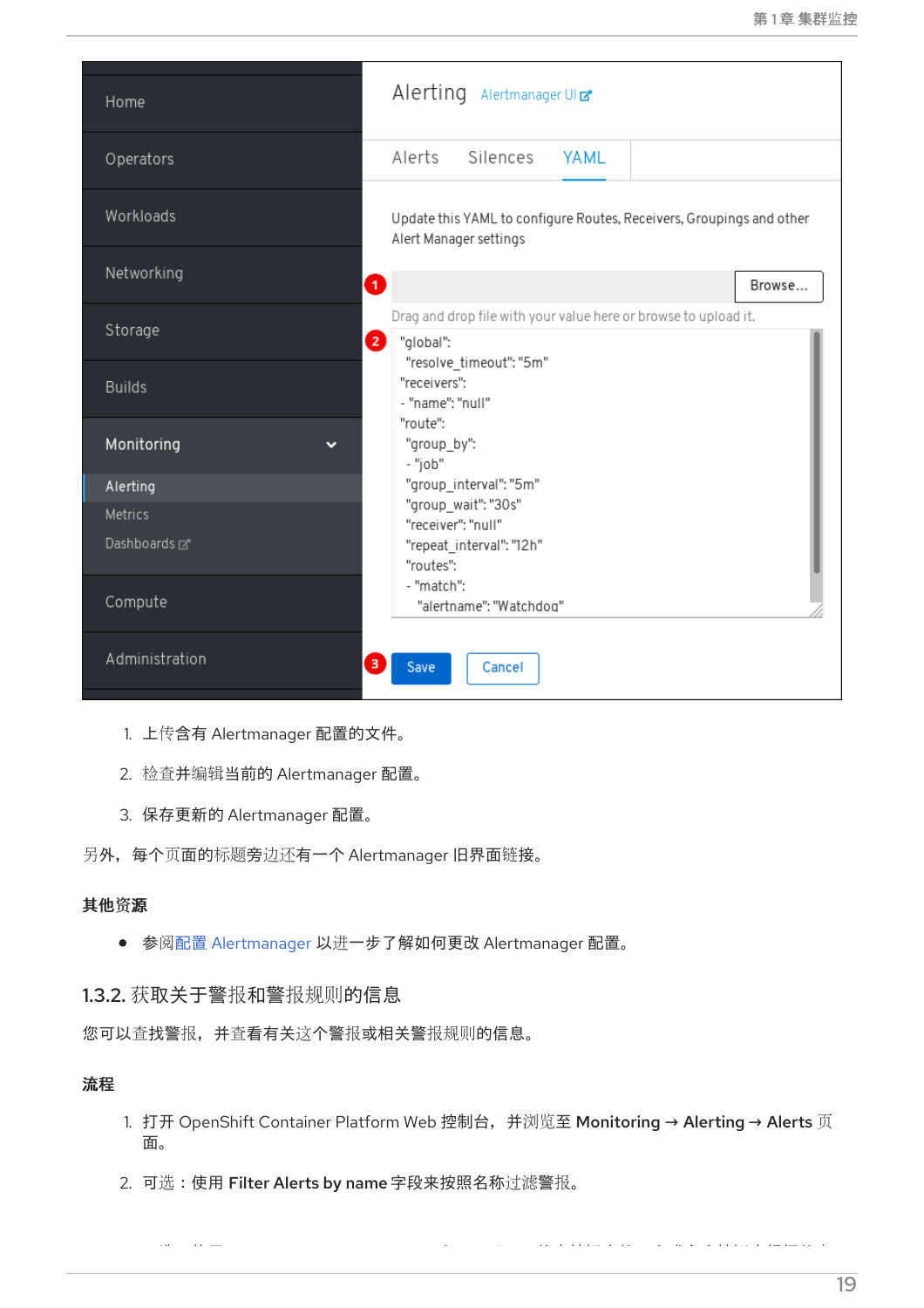1. 上传含有 Alertmanager 配置的文件。
2. 检查并编辑当前的 Alertmanager 配置。
3. 保存更新的 Alertmanager 配置。

另外，每个页面的标题旁边还有一个 Alertmanager 旧界面链接。

**其他资源**

- 参阅配置 Alertmanager 以进一步了解如何更改 Alertmanager 配置。

## 1.3.2. 获取关于警报和警报规则的信息

您可以查找警报，并查看有关这个警报或相关警报规则的信息。

**流程**

1. 打开 OpenShift Container Platform Web 控制台，并浏览至 **Monitoring → Alerting → Alerts** 页面。
2. 可选：使用 **Filter Alerts by name** 字段来按照名称过滤警报。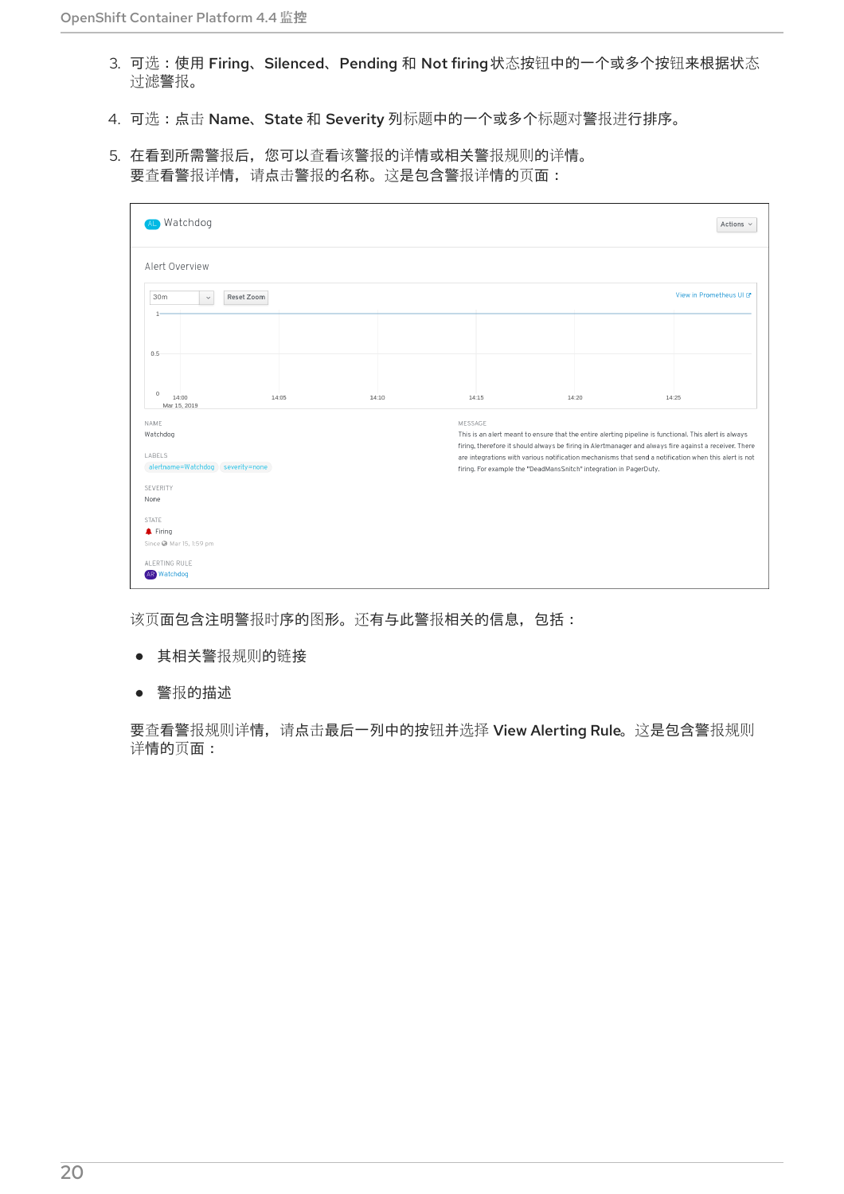3. 可选：使用 **Firing**、**Silenced**、**Pending** 和 **Not firing** 状态按钮中的一个或多个按钮来根据状态过滤警报。

4. 可选：点击 **Name**、**State** 和 **Severity** 列标题中的一个或多个标题对警报进行排序。

5. 在看到所需警报后，您可以查看该警报的详情或相关警报规则的详情。
要查看警报详情，请点击警报的名称。这是包含警报详情的页面：

该页面包含注明警报时序的图形。还有与此警报相关的信息，包括：

- 其相关警报规则的链接
- 警报的描述

要查看警报规则详情，请点击最后一列中的按钮并选择 **View Alerting Rule**。这是包含警报规则详情的页面：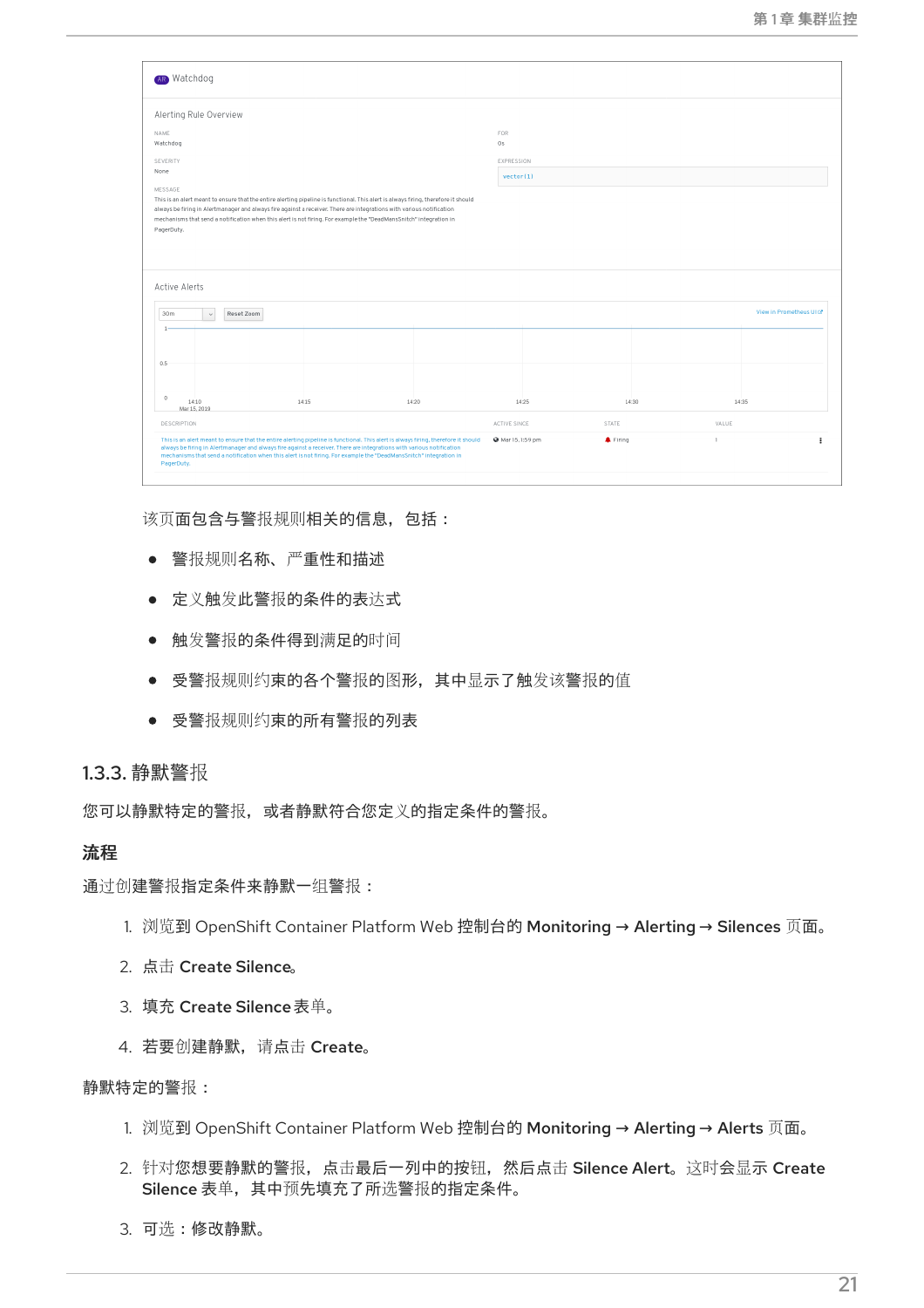该页面包含与警报规则相关的信息，包括：

- 警报规则名称、严重性和描述
- 定义触发此警报的条件的表达式
- 触发警报的条件得到满足的时间
- 受警报规则约束的各个警报的图形，其中显示了触发该警报的值
- 受警报规则约束的所有警报的列表

### 1.3.3. 静默警报

您可以静默特定的警报，或者静默符合您定义的指定条件的警报。

#### 流程

通过创建警报指定条件来静默一组警报：

1. 浏览到 OpenShift Container Platform Web 控制台的 **Monitoring** → **Alerting** → **Silences** 页面。
2. 点击 **Create Silence**。
3. 填充 **Create Silence** 表单。
4. 若要创建静默，请点击 **Create**。

静默特定的警报：

1. 浏览到 OpenShift Container Platform Web 控制台的 **Monitoring** → **Alerting** → **Alerts** 页面。
2. 针对您想要静默的警报，点击最后一列中的按钮，然后点击 **Silence Alert**。这时会显示 **Create Silence** 表单，其中预先填充了所选警报的指定条件。
3. 可选：修改静默。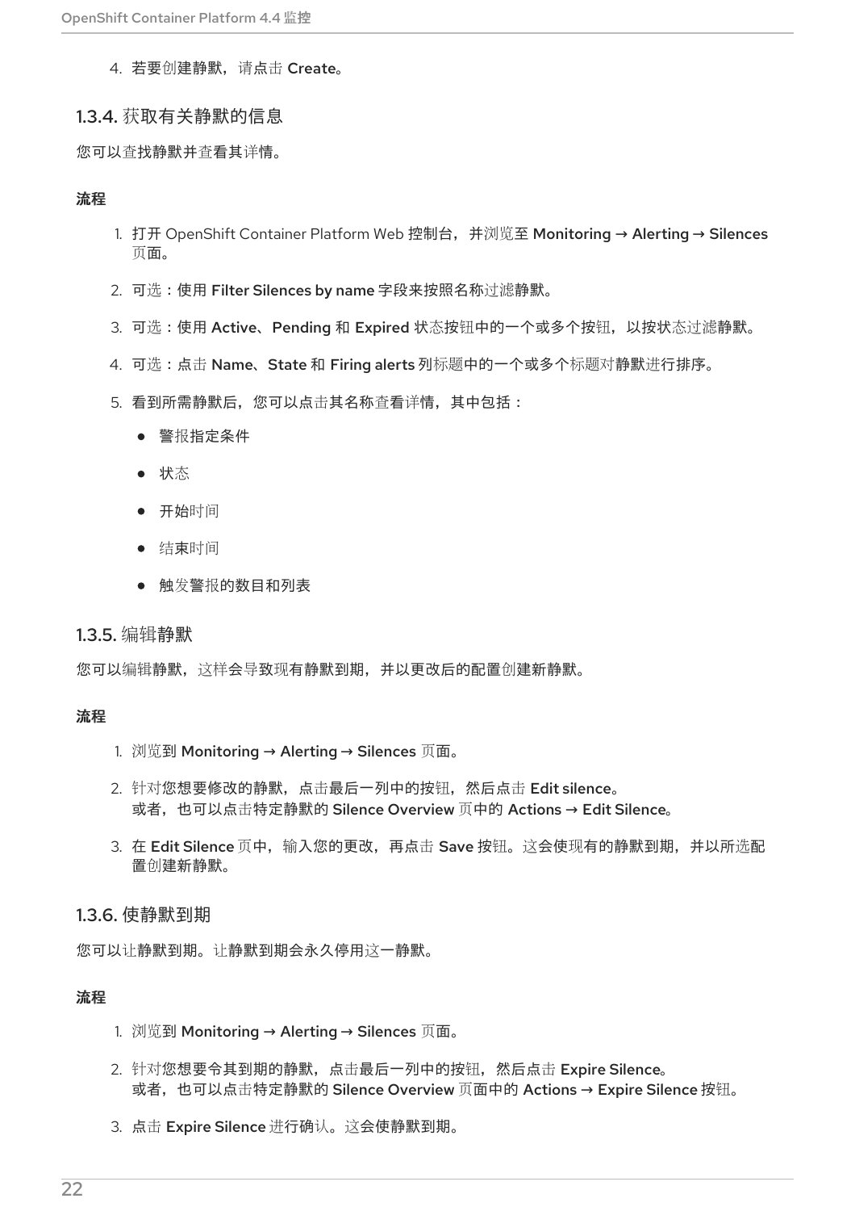4. 若要创建静默，请点击 **Create**。

### 1.3.4. 获取有关静默的信息

您可以查找静默并查看其详情。

**流程**

1. 打开 OpenShift Container Platform Web 控制台，并浏览至 **Monitoring** → **Alerting** → **Silences** 页面。
2. 可选：使用 **Filter Silences by name** 字段来按照名称过滤静默。
3. 可选：使用 **Active**、**Pending** 和 **Expired** 状态按钮中的一个或多个按钮，以按状态过滤静默。
4. 可选：点击 **Name**、**State** 和 **Firing alerts** 列标题中的一个或多个标题对静默进行排序。
5. 看到所需静默后，您可以点击其名称查看详情，其中包括：
   - 警报指定条件
   - 状态
   - 开始时间
   - 结束时间
   - 触发警报的数目和列表

### 1.3.5. 编辑静默

您可以编辑静默，这样会导致现有静默到期，并以更改后的配置创建新静默。

**流程**

1. 浏览到 **Monitoring** → **Alerting** → **Silences** 页面。
2. 针对您想要修改的静默，点击最后一列中的按钮，然后点击 **Edit silence**。
   或者，也可以点击特定静默的 **Silence Overview** 页中的 **Actions** → **Edit Silence**。
3. 在 **Edit Silence** 页中，输入您的更改，再点击 **Save** 按钮。这会使现有的静默到期，并以所选配置创建新静默。

### 1.3.6. 使静默到期

您可以让静默到期。让静默到期会永久停用这一静默。

**流程**

1. 浏览到 **Monitoring** → **Alerting** → **Silences** 页面。
2. 针对您想要令其到期的静默，点击最后一列中的按钮，然后点击 **Expire Silence**。
   或者，也可以点击特定静默的 **Silence Overview** 页面中的 **Actions** → **Expire Silence** 按钮。
3. 点击 **Expire Silence** 进行确认。这会使静默到期。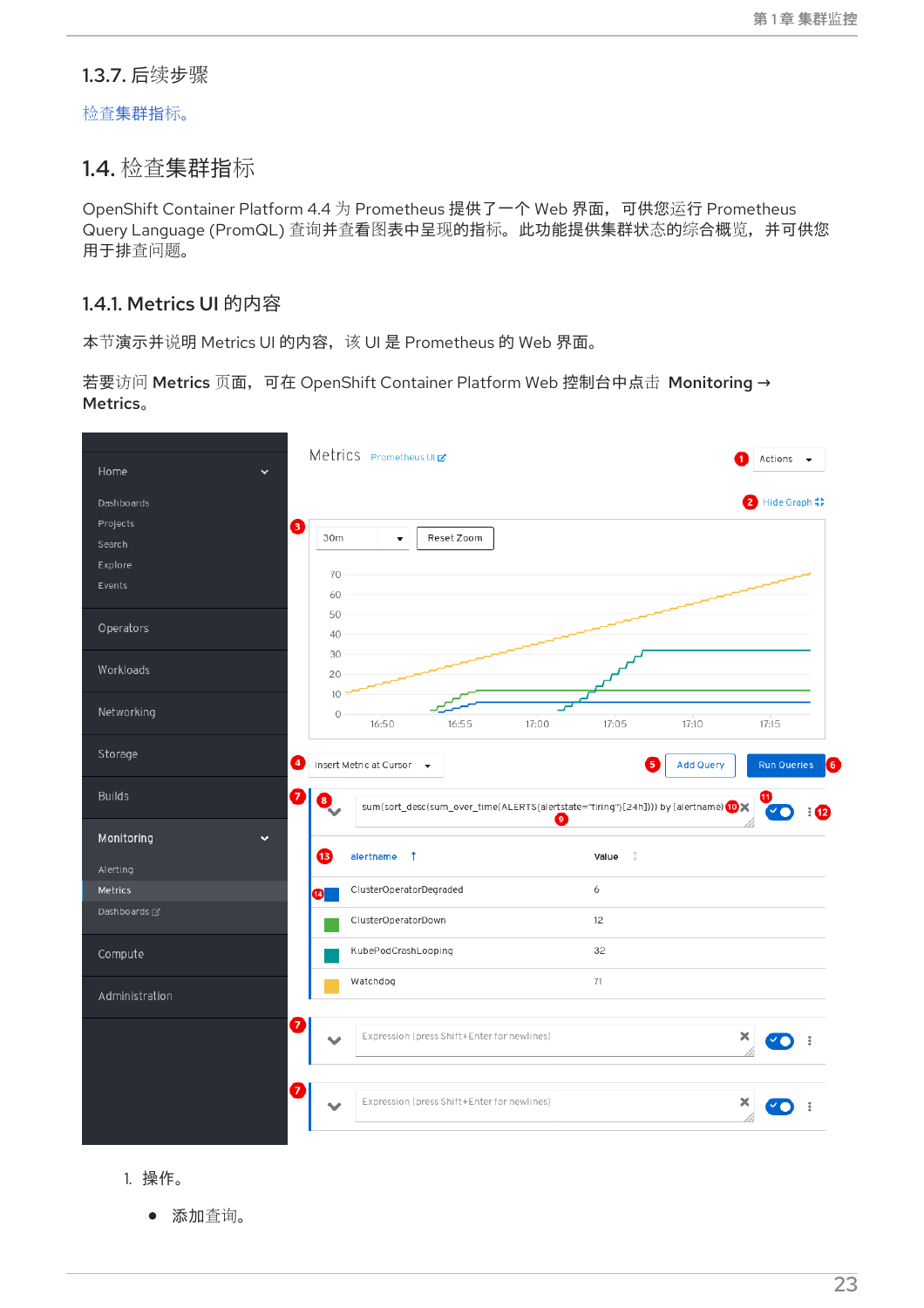### 1.3.7. 后续步骤

检查集群指标。

## 1.4. 检查集群指标

OpenShift Container Platform 4.4 为 Prometheus 提供了一个 Web 界面，可供您运行 Prometheus Query Language (PromQL) 查询并查看图表中呈现的指标。此功能提供集群状态的综合概览，并可供您用于排查问题。

### 1.4.1. Metrics UI 的内容

本节演示并说明 Metrics UI 的内容，该 UI 是 Prometheus 的 Web 界面。

若要访问 **Metrics** 页面，可在 OpenShift Container Platform Web 控制台中点击 **Monitoring → Metrics**。

1. 操作。
   - 添加查询。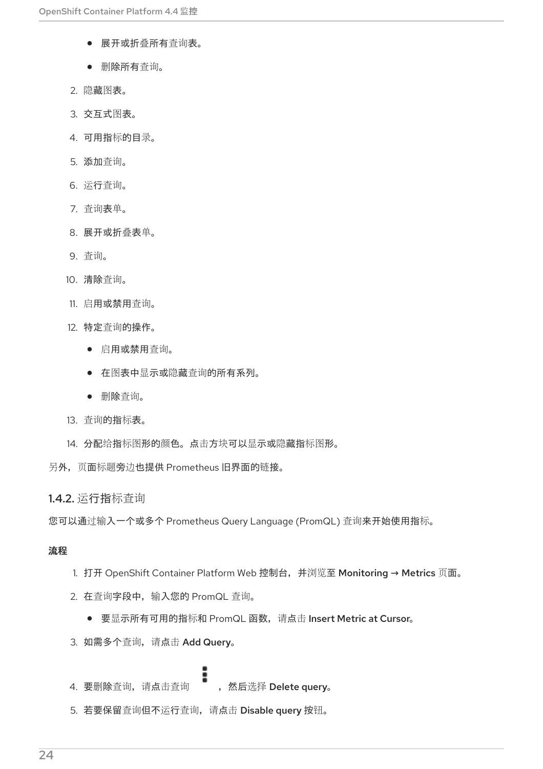- 展开或折叠所有查询表。
- 删除所有查询。

2. 隐藏图表。
3. 交互式图表。
4. 可用指标的目录。
5. 添加查询。
6. 运行查询。
7. 查询表单。
8. 展开或折叠表单。
9. 查询。
10. 清除查询。
11. 启用或禁用查询。
12. 特定查询的操作。
    - 启用或禁用查询。
    - 在图表中显示或隐藏查询的所有系列。
    - 删除查询。
13. 查询的指标表。
14. 分配给指标图形的颜色。点击方块可以显示或隐藏指标图形。

另外，页面标题旁边也提供 Prometheus 旧界面的链接。

### 1.4.2. 运行指标查询

您可以通过输入一个或多个 Prometheus Query Language (PromQL) 查询来开始使用指标。

**流程**

1. 打开 OpenShift Container Platform Web 控制台，并浏览至 **Monitoring → Metrics** 页面。
2. 在查询字段中，输入您的 PromQL 查询。
    - 要显示所有可用的指标和 PromQL 函数，请点击 **Insert Metric at Cursor**。
3. 如需多个查询，请点击 **Add Query**。
4. 要删除查询，请点击查询 ⋮ ，然后选择 **Delete query**。
5. 若要保留查询但不运行查询，请点击 **Disable query** 按钮。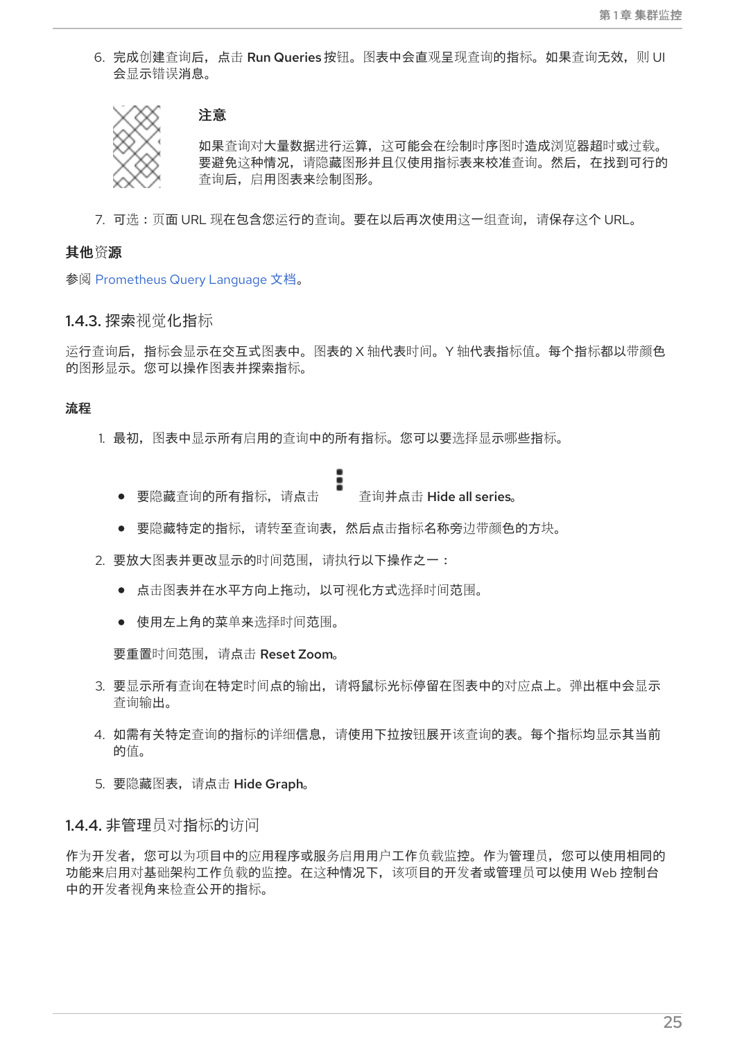6. 完成创建查询后，点击 **Run Queries** 按钮。图表中会直观呈现查询的指标。如果查询无效，则 UI 会显示错误消息。

> **注意**
>
> 如果查询对大量数据进行运算，这可能会在绘制时序图时造成浏览器超时或过载。要避免这种情况，请隐藏图形并且仅使用指标表来校准查询。然后，在找到可行的查询后，启用图表来绘制图形。

7. 可选：页面 URL 现在包含您运行的查询。要在以后再次使用这一组查询，请保存这个 URL。

**其他资源**

参阅 Prometheus Query Language 文档。

### 1.4.3. 探索视觉化指标

运行查询后，指标会显示在交互式图表中。图表的 X 轴代表时间。Y 轴代表指标值。每个指标都以带颜色的图形显示。您可以操作图表并探索指标。

**流程**

1. 最初，图表中显示所有启用的查询中的所有指标。您可以要选择显示哪些指标。
   - 要隐藏查询的所有指标，请点击 ⋮ 查询并点击 **Hide all series**。
   - 要隐藏特定的指标，请转至查询表，然后点击指标名称旁边带颜色的方块。
2. 要放大图表并更改显示的时间范围，请执行以下操作之一：
   - 点击图表并在水平方向上拖动，以可视化方式选择时间范围。
   - 使用左上角的菜单来选择时间范围。

   要重置时间范围，请点击 **Reset Zoom**。
3. 要显示所有查询在特定时间点的输出，请将鼠标光标停留在图表中的对应点上。弹出框中会显示查询输出。
4. 如需有关特定查询的指标的详细信息，请使用下拉按钮展开该查询的表。每个指标均显示其当前的值。
5. 要隐藏图表，请点击 **Hide Graph**。

### 1.4.4. 非管理员对指标的访问

作为开发者，您可以为项目中的应用程序或服务启用用户工作负载监控。作为管理员，您可以使用相同的功能来启用对基础架构工作负载的监控。在这种情况下，该项目的开发者或管理员可以使用 Web 控制台中的开发者视角来检查公开的指标。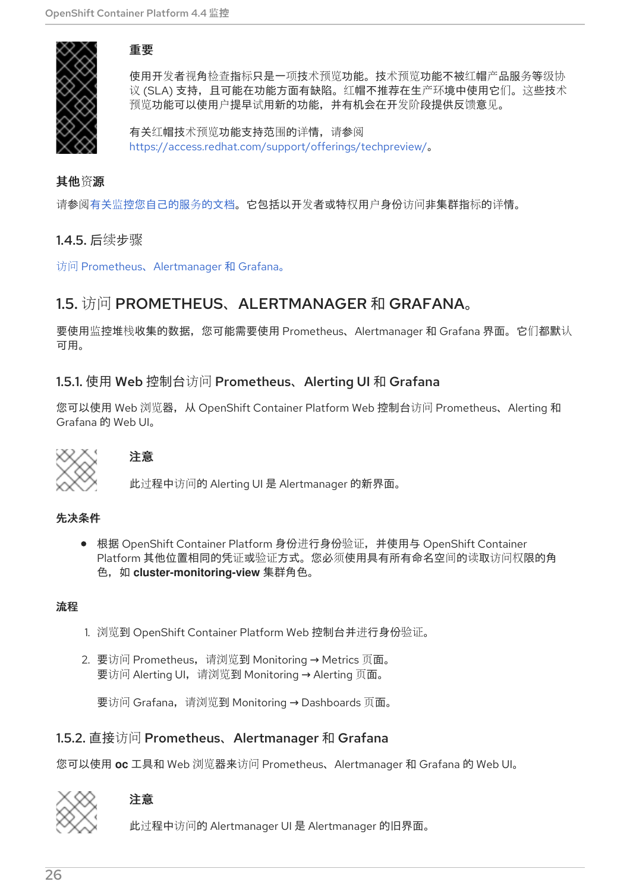**重要**

使用开发者视角检查指标只是一项技术预览功能。技术预览功能不被红帽产品服务等级协议 (SLA) 支持，且可能在功能方面有缺陷。红帽不推荐在生产环境中使用它们。这些技术预览功能可以使用户提早试用新的功能，并有机会在开发阶段提供反馈意见。

有关红帽技术预览功能支持范围的详情，请参阅 https://access.redhat.com/support/offerings/techpreview/。

**其他资源**

请参阅有关监控您自己的服务的文档。它包括以开发者或特权用户身份访问非集群指标的详情。

### 1.4.5. 后续步骤

访问 Prometheus、Alertmanager 和 Grafana。

## 1.5. 访问 PROMETHEUS、ALERTMANAGER 和 GRAFANA。

要使用监控堆栈收集的数据，您可能需要使用 Prometheus、Alertmanager 和 Grafana 界面。它们都默认可用。

### 1.5.1. 使用 Web 控制台访问 Prometheus、Alerting UI 和 Grafana

您可以使用 Web 浏览器，从 OpenShift Container Platform Web 控制台访问 Prometheus、Alerting 和 Grafana 的 Web UI。

**注意**

此过程中访问的 Alerting UI 是 Alertmanager 的新界面。

**先决条件**

- 根据 OpenShift Container Platform 身份进行身份验证，并使用与 OpenShift Container Platform 其他位置相同的凭证或验证方式。您必须使用具有所有命名空间的读取访问权限的角色，如 **cluster-monitoring-view** 集群角色。

**流程**

1. 浏览到 OpenShift Container Platform Web 控制台并进行身份验证。
2. 要访问 Prometheus，请浏览到 Monitoring → Metrics 页面。
   要访问 Alerting UI，请浏览到 Monitoring → Alerting 页面。

   要访问 Grafana，请浏览到 Monitoring → Dashboards 页面。

### 1.5.2. 直接访问 Prometheus、Alertmanager 和 Grafana

您可以使用 **oc** 工具和 Web 浏览器来访问 Prometheus、Alertmanager 和 Grafana 的 Web UI。

**注意**

此过程中访问的 Alertmanager UI 是 Alertmanager 的旧界面。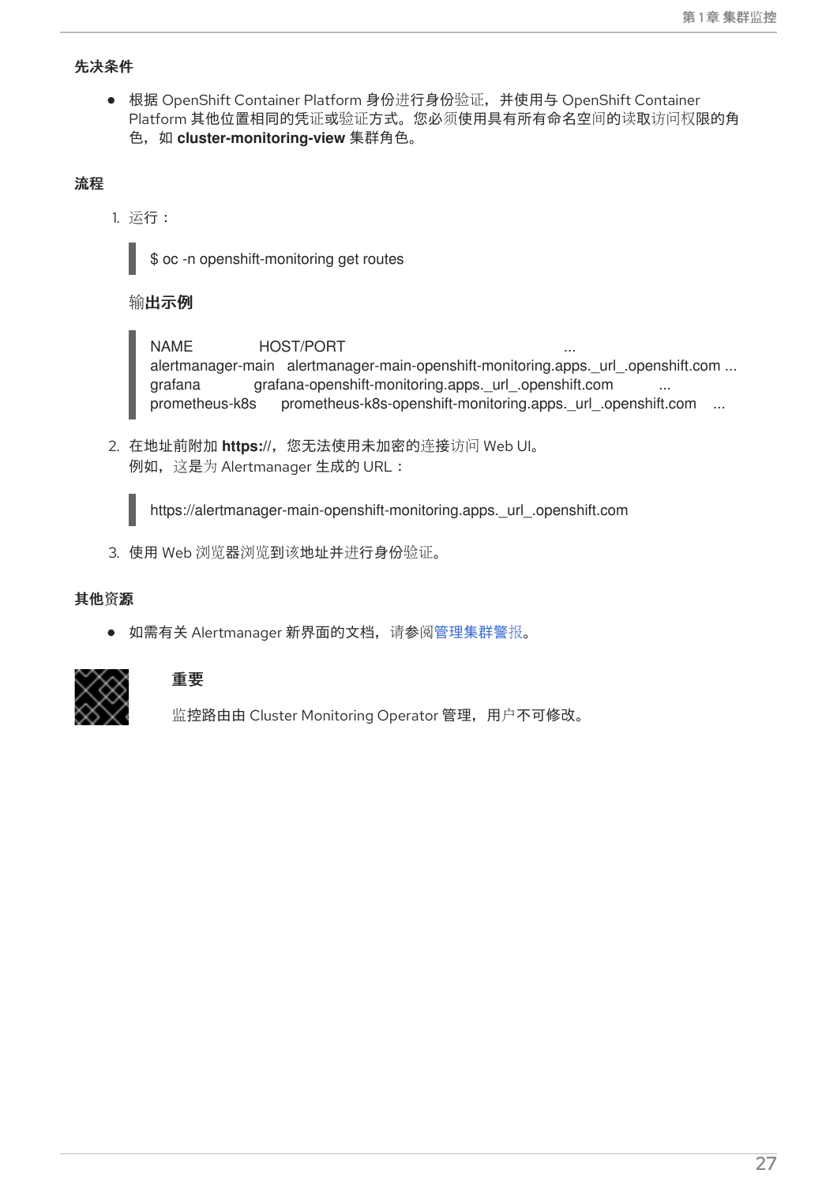### 先决条件

- 根据 OpenShift Container Platform 身份进行身份验证，并使用与 OpenShift Container Platform 其他位置相同的凭证或验证方式。您必须使用具有所有命名空间的读取访问权限的角色，如 **cluster-monitoring-view** 集群角色。

### 流程

1. 运行：

```
$ oc -n openshift-monitoring get routes
```

**输出示例**

```
NAME                HOST/PORT                                                          ...
alertmanager-main   alertmanager-main-openshift-monitoring.apps._url_.openshift.com ...
grafana             grafana-openshift-monitoring.apps._url_.openshift.com           ...
prometheus-k8s      prometheus-k8s-openshift-monitoring.apps._url_.openshift.com    ...
```

2. 在地址前附加 **https://**，您无法使用未加密的连接访问 Web UI。
   例如，这是为 Alertmanager 生成的 URL：

```
https://alertmanager-main-openshift-monitoring.apps._url_.openshift.com
```

3. 使用 Web 浏览器浏览到该地址并进行身份验证。

### 其他资源

- 如需有关 Alertmanager 新界面的文档，请参阅管理集群警报。

**重要**

监控路由由 Cluster Monitoring Operator 管理，用户不可修改。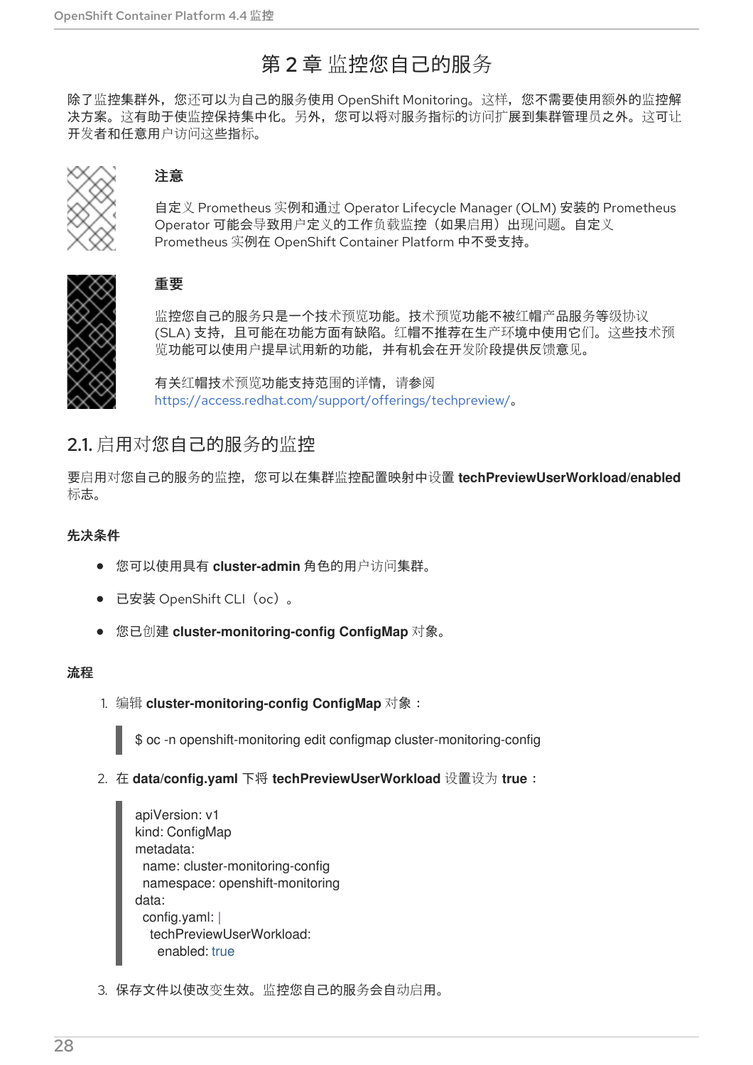# 第 2 章 监控您自己的服务

除了监控集群外，您还可以为自己的服务使用 OpenShift Monitoring。这样，您不需要使用额外的监控解决方案。这有助于使监控保持集中化。另外，您可以将对服务指标的访问扩展到集群管理员之外。这可让开发者和任意用户访问这些指标。

> **注意**
>
> 自定义 Prometheus 实例和通过 Operator Lifecycle Manager (OLM) 安装的 Prometheus Operator 可能会导致用户定义的工作负载监控（如果启用）出现问题。自定义 Prometheus 实例在 OpenShift Container Platform 中不受支持。

> **重要**
>
> 监控您自己的服务只是一个技术预览功能。技术预览功能不被红帽产品服务等级协议 (SLA) 支持，且可能在功能方面有缺陷。红帽不推荐在生产环境中使用它们。这些技术预览功能可以使用户提早试用新的功能，并有机会在开发阶段提供反馈意见。
>
> 有关红帽技术预览功能支持范围的详情，请参阅 https://access.redhat.com/support/offerings/techpreview/。

## 2.1. 启用对您自己的服务的监控

要启用对您自己的服务的监控，您可以在集群监控配置映射中设置 **techPreviewUserWorkload/enabled** 标志。

### 先决条件

- 您可以使用具有 **cluster-admin** 角色的用户访问集群。
- 已安装 OpenShift CLI（oc）。
- 您已创建 **cluster-monitoring-config ConfigMap** 对象。

### 流程

1. 编辑 **cluster-monitoring-config ConfigMap** 对象：

```
$ oc -n openshift-monitoring edit configmap cluster-monitoring-config
```

2. 在 **data/config.yaml** 下将 **techPreviewUserWorkload** 设置设为 **true**：

```
apiVersion: v1
kind: ConfigMap
metadata:
  name: cluster-monitoring-config
  namespace: openshift-monitoring
data:
  config.yaml: |
    techPreviewUserWorkload:
      enabled: true
```

3. 保存文件以使改变生效。监控您自己的服务会自动启用。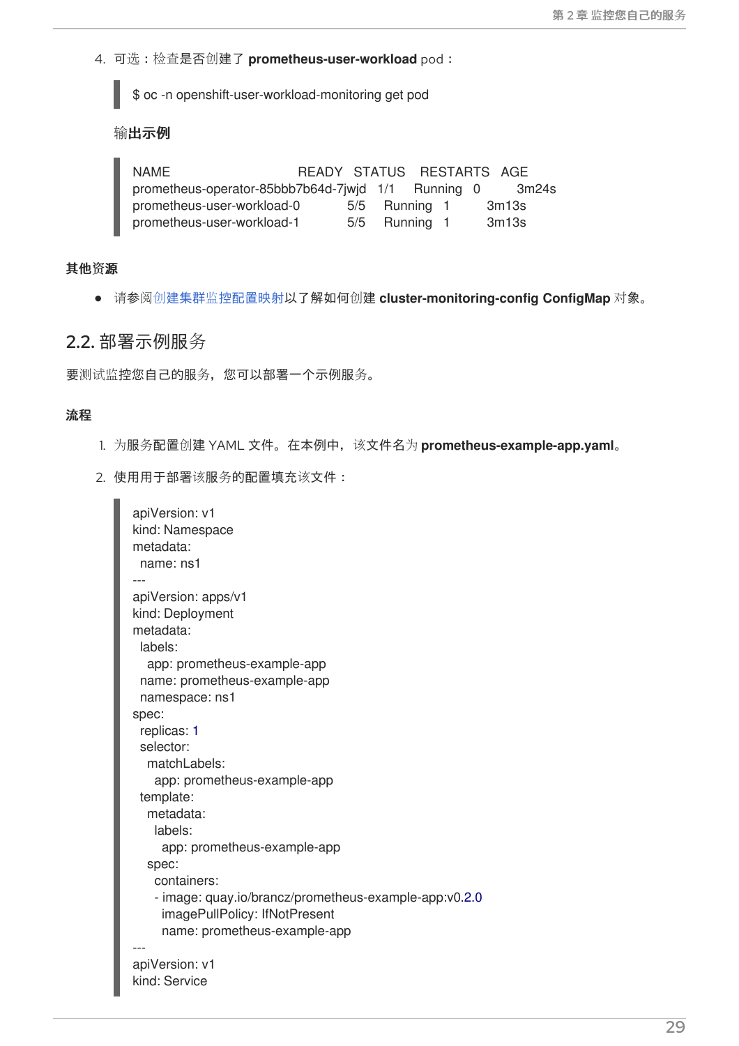4. 可选：检查是否创建了 **prometheus-user-workload** pod：

```
$ oc -n openshift-user-workload-monitoring get pod
```

**输出示例**

```
NAME                                READY   STATUS    RESTARTS   AGE
prometheus-operator-85bbb7b64d-7jwjd   1/1     Running   0          3m24s
prometheus-user-workload-0          5/5     Running   1          3m13s
prometheus-user-workload-1          5/5     Running   1          3m13s
```

**其他资源**

- 请参阅创建集群监控配置映射以了解如何创建 **cluster-monitoring-config ConfigMap** 对象。

## 2.2. 部署示例服务

要测试监控您自己的服务，您可以部署一个示例服务。

**流程**

1. 为服务配置创建 YAML 文件。在本例中，该文件名为 **prometheus-example-app.yaml**。
2. 使用用于部署该服务的配置填充该文件：

```
apiVersion: v1
kind: Namespace
metadata:
  name: ns1
---
apiVersion: apps/v1
kind: Deployment
metadata:
  labels:
    app: prometheus-example-app
  name: prometheus-example-app
  namespace: ns1
spec:
  replicas: 1
  selector:
    matchLabels:
      app: prometheus-example-app
  template:
    metadata:
      labels:
        app: prometheus-example-app
    spec:
      containers:
      - image: quay.io/brancz/prometheus-example-app:v0.2.0
        imagePullPolicy: IfNotPresent
        name: prometheus-example-app
---
apiVersion: v1
kind: Service
```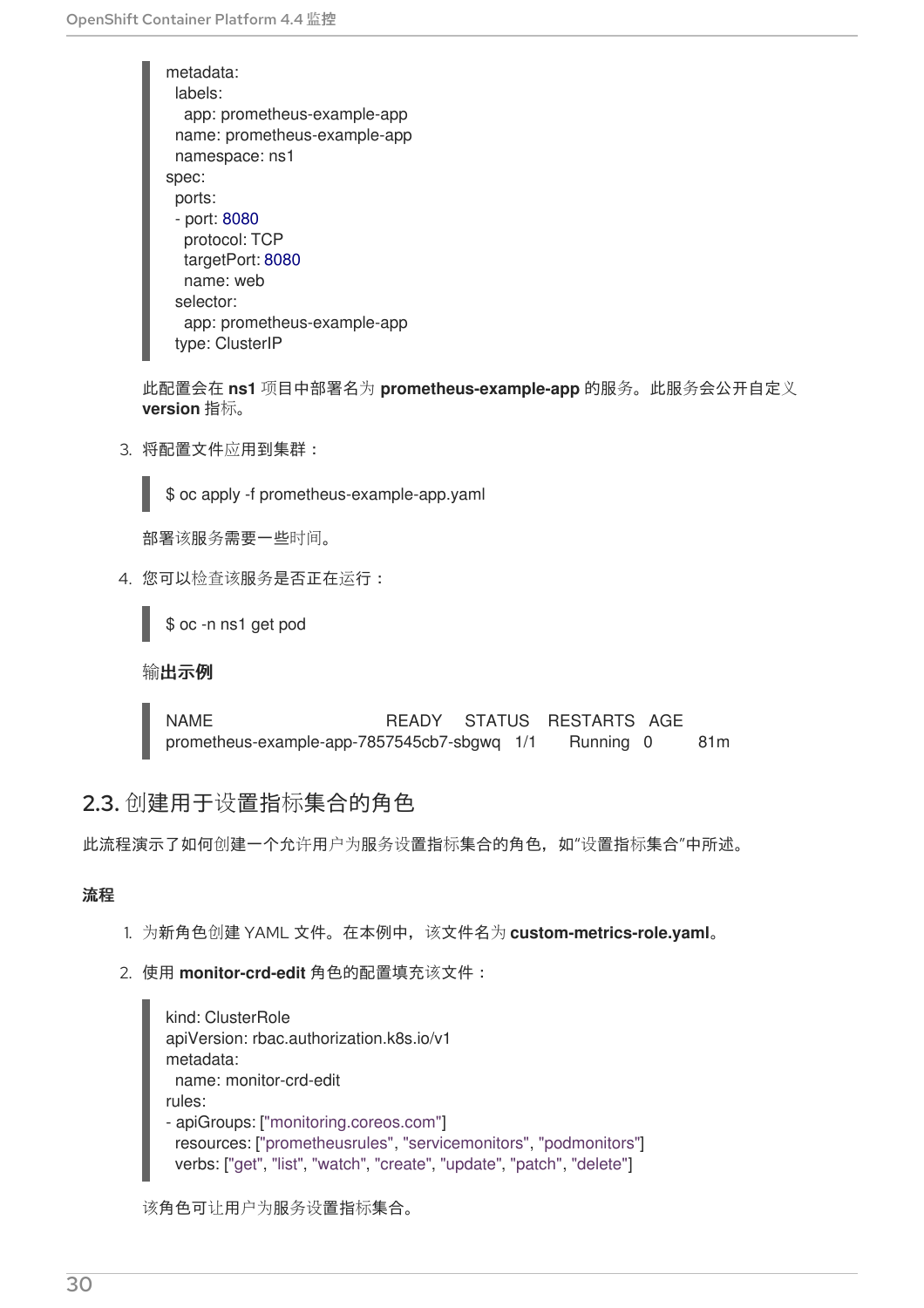```
metadata:
  labels:
    app: prometheus-example-app
  name: prometheus-example-app
  namespace: ns1
spec:
  ports:
  - port: 8080
    protocol: TCP
    targetPort: 8080
    name: web
  selector:
    app: prometheus-example-app
  type: ClusterIP
```

此配置会在 **ns1** 项目中部署名为 **prometheus-example-app** 的服务。此服务会公开自定义 **version** 指标。

3. 将配置文件应用到集群：

```
$ oc apply -f prometheus-example-app.yaml
```

部署该服务需要一些时间。

4. 您可以检查该服务是否正在运行：

```
$ oc -n ns1 get pod
```

**输出示例**

```
NAME                                      READY   STATUS    RESTARTS   AGE
prometheus-example-app-7857545cb7-sbgwq   1/1     Running   0          81m
```

## 2.3. 创建用于设置指标集合的角色

此流程演示了如何创建一个允许用户为服务设置指标集合的角色，如"设置指标集合"中所述。

**流程**

1. 为新角色创建 YAML 文件。在本例中，该文件名为 **custom-metrics-role.yaml**。

2. 使用 **monitor-crd-edit** 角色的配置填充该文件：

```
kind: ClusterRole
apiVersion: rbac.authorization.k8s.io/v1
metadata:
  name: monitor-crd-edit
rules:
- apiGroups: ["monitoring.coreos.com"]
  resources: ["prometheusrules", "servicemonitors", "podmonitors"]
  verbs: ["get", "list", "watch", "create", "update", "patch", "delete"]
```

该角色可让用户为服务设置指标集合。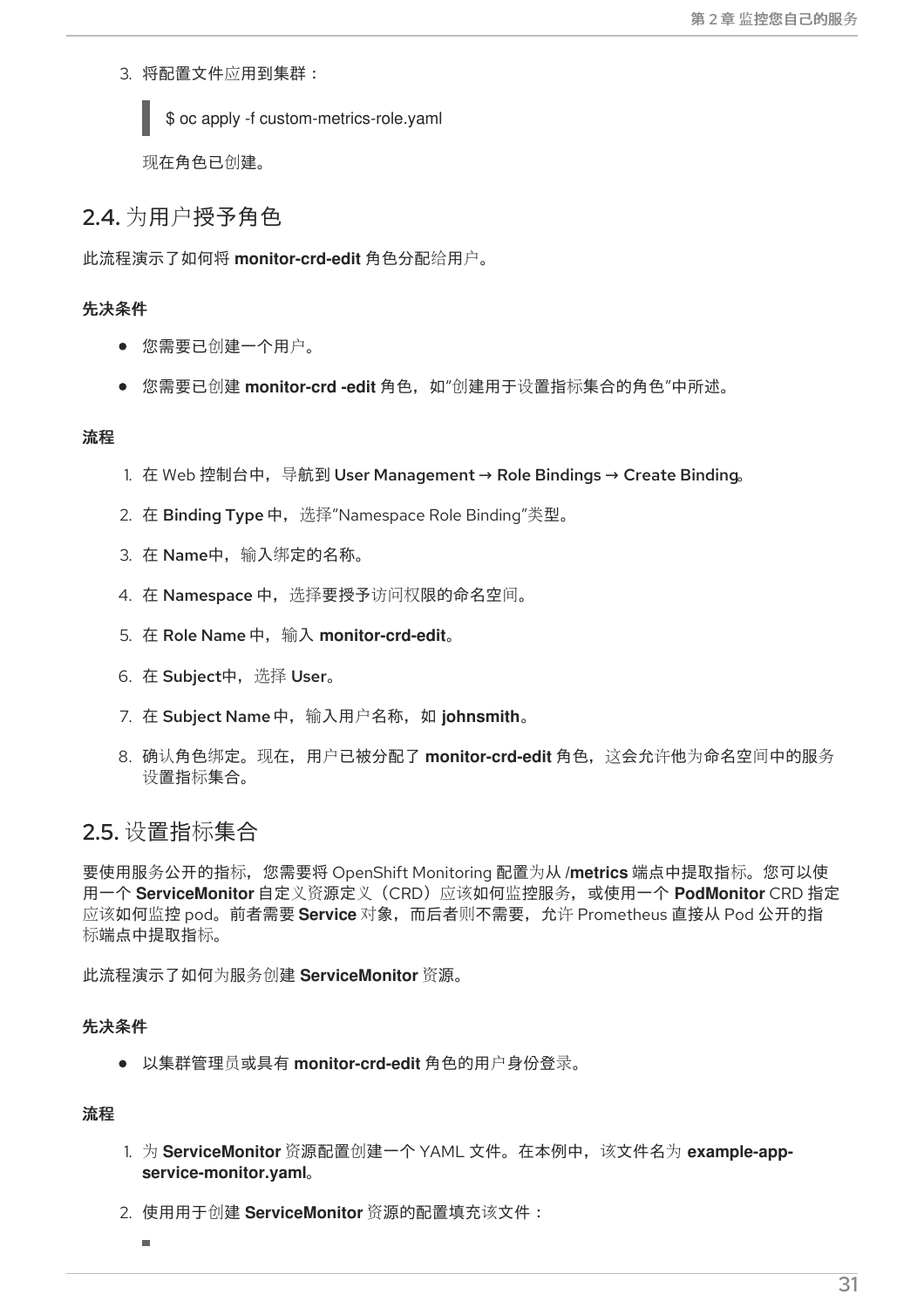3. 将配置文件应用到集群：

```
$ oc apply -f custom-metrics-role.yaml
```

现在角色已创建。

## 2.4. 为用户授予角色

此流程演示了如何将 **monitor-crd-edit** 角色分配给用户。

### 先决条件

- 您需要已创建一个用户。
- 您需要已创建 **monitor-crd -edit** 角色，如"创建用于设置指标集合的角色"中所述。

### 流程

1. 在 Web 控制台中，导航到 User Management → Role Bindings → Create Binding。
2. 在 Binding Type 中，选择"Namespace Role Binding"类型。
3. 在 Name中，输入绑定的名称。
4. 在 Namespace 中，选择要授予访问权限的命名空间。
5. 在 Role Name 中，输入 **monitor-crd-edit**。
6. 在 Subject中，选择 User。
7. 在 Subject Name 中，输入用户名称，如 **johnsmith**。
8. 确认角色绑定。现在，用户已被分配了 **monitor-crd-edit** 角色，这会允许他为命名空间中的服务设置指标集合。

## 2.5. 设置指标集合

要使用服务公开的指标，您需要将 OpenShift Monitoring 配置为从 **/metrics** 端点中提取指标。您可以使用一个 **ServiceMonitor** 自定义资源定义（CRD）应该如何监控服务，或使用一个 **PodMonitor** CRD 指定应该如何监控 pod。前者需要 **Service** 对象，而后者则不需要，允许 Prometheus 直接从 Pod 公开的指标端点中提取指标。

此流程演示了如何为服务创建 **ServiceMonitor** 资源。

### 先决条件

- 以集群管理员或具有 **monitor-crd-edit** 角色的用户身份登录。

### 流程

1. 为 **ServiceMonitor** 资源配置创建一个 YAML 文件。在本例中，该文件名为 **example-app-service-monitor.yaml**。
2. 使用用于创建 **ServiceMonitor** 资源的配置填充该文件：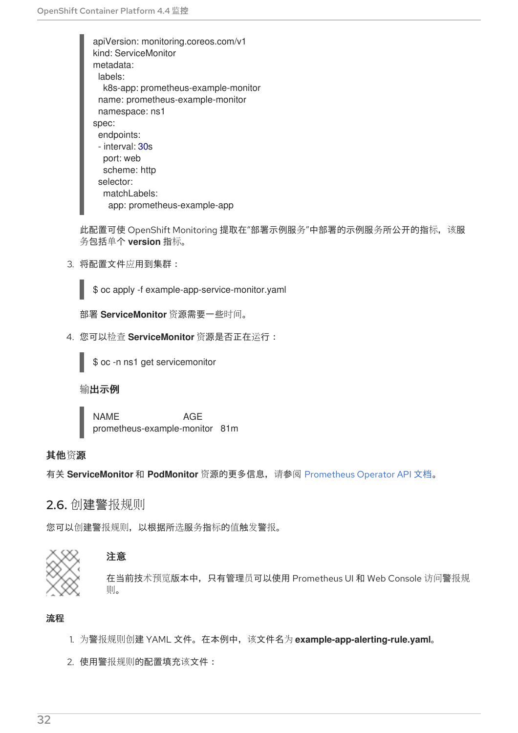```
apiVersion: monitoring.coreos.com/v1
kind: ServiceMonitor
metadata:
  labels:
    k8s-app: prometheus-example-monitor
  name: prometheus-example-monitor
  namespace: ns1
spec:
  endpoints:
  - interval: 30s
    port: web
    scheme: http
  selector:
    matchLabels:
      app: prometheus-example-app
```

此配置可使 OpenShift Monitoring 提取在"部署示例服务"中部署的示例服务所公开的指标，该服务包括单个 **version** 指标。

3. 将配置文件应用到集群：

```
$ oc apply -f example-app-service-monitor.yaml
```

部署 **ServiceMonitor** 资源需要一些时间。

4. 您可以检查 **ServiceMonitor** 资源是否正在运行：

```
$ oc -n ns1 get servicemonitor
```

**输出示例**

```
NAME                         AGE
prometheus-example-monitor   81m
```

**其他资源**

有关 **ServiceMonitor** 和 **PodMonitor** 资源的更多信息，请参阅 Prometheus Operator API 文档。

## 2.6. 创建警报规则

您可以创建警报规则，以根据所选服务指标的值触发警报。

> **注意**
>
> 在当前技术预览版本中，只有管理员可以使用 Prometheus UI 和 Web Console 访问警报规则。

**流程**

1. 为警报规则创建 YAML 文件。在本例中，该文件名为 **example-app-alerting-rule.yaml**。

2. 使用警报规则的配置填充该文件：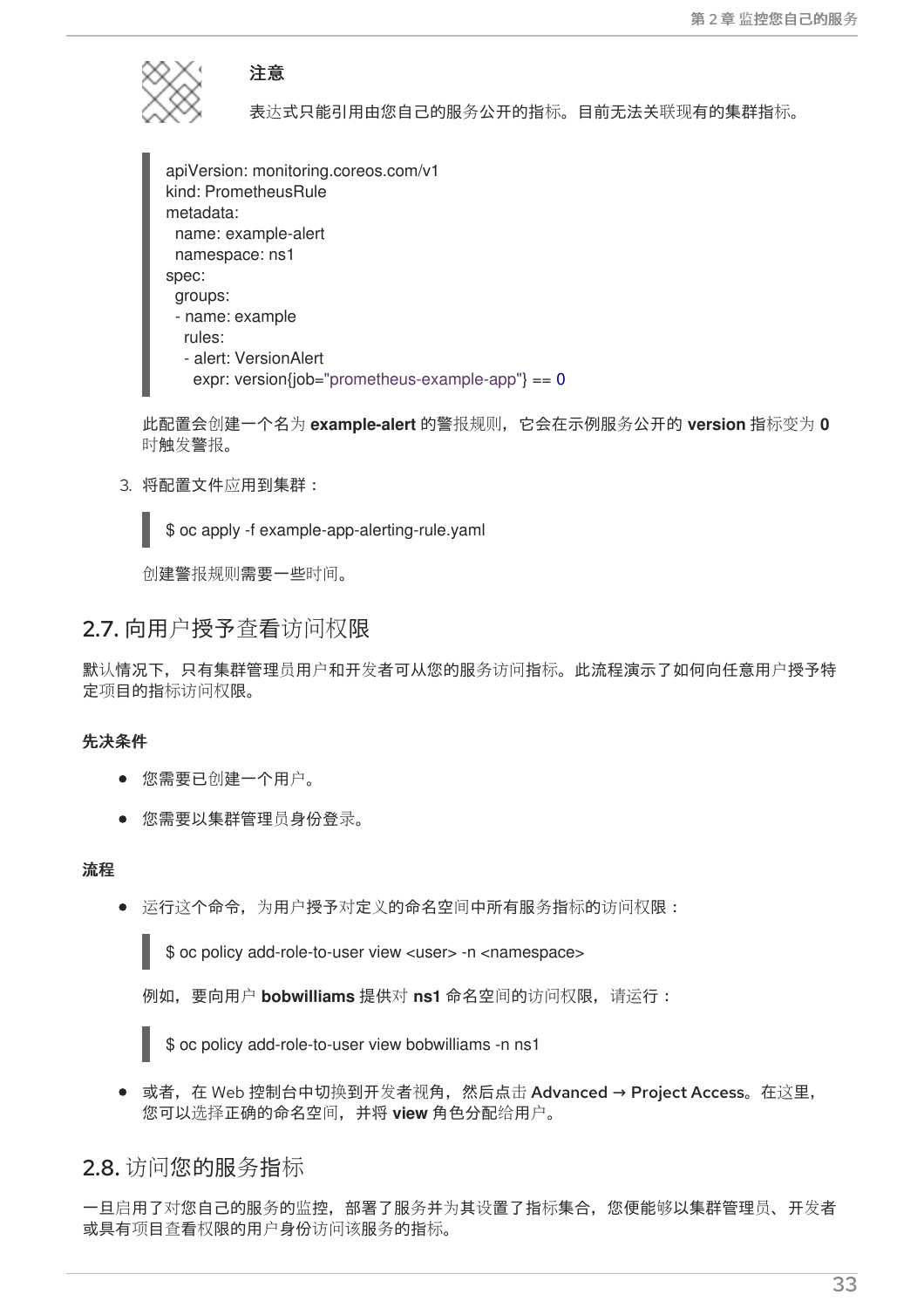> **注意**
>
> 表达式只能引用由您自己的服务公开的指标。目前无法关联现有的集群指标。

```
apiVersion: monitoring.coreos.com/v1
kind: PrometheusRule
metadata:
  name: example-alert
  namespace: ns1
spec:
  groups:
  - name: example
    rules:
    - alert: VersionAlert
      expr: version{job="prometheus-example-app"} == 0
```

此配置会创建一个名为 **example-alert** 的警报规则，它会在示例服务公开的 **version** 指标变为 **0** 时触发警报。

3. 将配置文件应用到集群：

```
$ oc apply -f example-app-alerting-rule.yaml
```

创建警报规则需要一些时间。

## 2.7. 向用户授予查看访问权限

默认情况下，只有集群管理员用户和开发者可从您的服务访问指标。此流程演示了如何向任意用户授予特定项目的指标访问权限。

**先决条件**

- 您需要已创建一个用户。
- 您需要以集群管理员身份登录。

**流程**

- 运行这个命令，为用户授予对定义的命名空间中所有服务指标的访问权限：

```
$ oc policy add-role-to-user view <user> -n <namespace>
```

例如，要向用户 **bobwilliams** 提供对 **ns1** 命名空间的访问权限，请运行：

```
$ oc policy add-role-to-user view bobwilliams -n ns1
```

- 或者，在 Web 控制台中切换到开发者视角，然后点击 **Advanced** → **Project Access**。在这里，您可以选择正确的命名空间，并将 **view** 角色分配给用户。

## 2.8. 访问您的服务指标

一旦启用了对您自己的服务的监控，部署了服务并为其设置了指标集合，您便能够以集群管理员、开发者或具有项目查看权限的用户身份访问该服务的指标。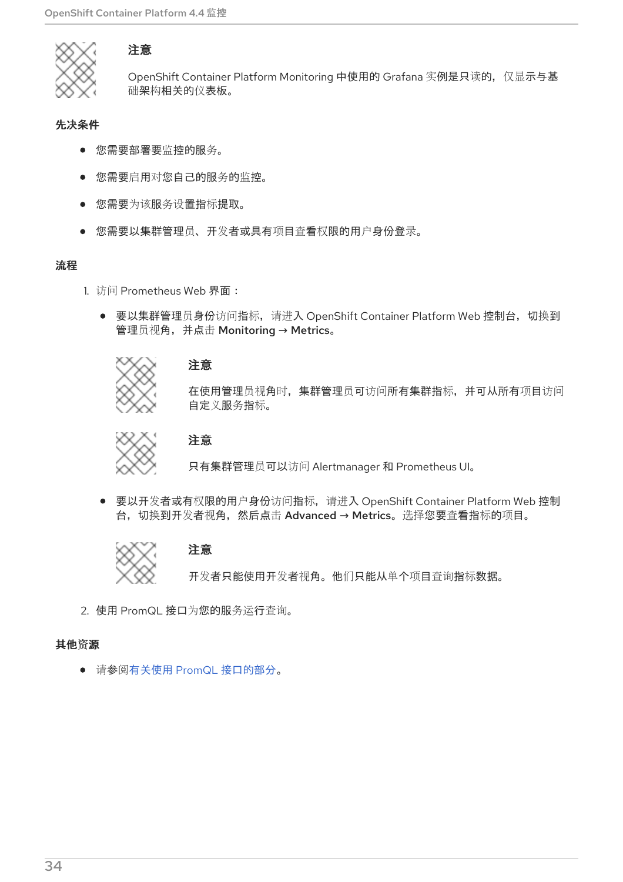> **注意**
>
> OpenShift Container Platform Monitoring 中使用的 Grafana 实例是只读的，仅显示与基础架构相关的仪表板。

**先决条件**

- 您需要部署要监控的服务。
- 您需要启用对您自己的服务的监控。
- 您需要为该服务设置指标提取。
- 您需要以集群管理员、开发者或具有项目查看权限的用户身份登录。

**流程**

1. 访问 Prometheus Web 界面：
   - 要以集群管理员身份访问指标，请进入 OpenShift Container Platform Web 控制台，切换到管理员视角，并点击 **Monitoring → Metrics**。

     > **注意**
     >
     > 在使用管理员视角时，集群管理员可访问所有集群指标，并可从所有项目访问自定义服务指标。

     > **注意**
     >
     > 只有集群管理员可以访问 Alertmanager 和 Prometheus UI。

   - 要以开发者或有权限的用户身份访问指标，请进入 OpenShift Container Platform Web 控制台，切换到开发者视角，然后点击 **Advanced → Metrics**。选择您要查看指标的项目。

     > **注意**
     >
     > 开发者只能使用开发者视角。他们只能从单个项目查询指标数据。

2. 使用 PromQL 接口为您的服务运行查询。

**其他资源**

- 请参阅有关使用 PromQL 接口的部分。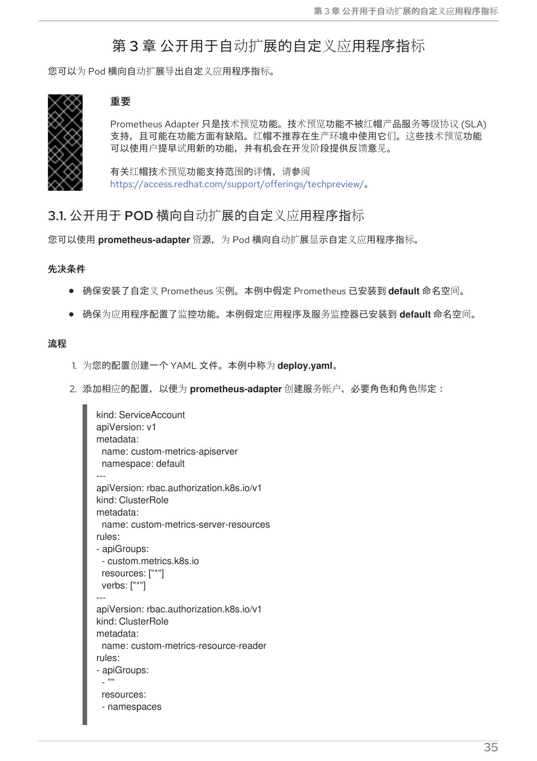# 第 3 章 公开用于自动扩展的自定义应用程序指标

您可以为 Pod 横向自动扩展导出自定义应用程序指标。

> **重要**
>
> Prometheus Adapter 只是技术预览功能。技术预览功能不被红帽产品服务等级协议 (SLA) 支持，且可能在功能方面有缺陷。红帽不推荐在生产环境中使用它们。这些技术预览功能可以使用户提早试用新的功能，并有机会在开发阶段提供反馈意见。
>
> 有关红帽技术预览功能支持范围的详情，请参阅 https://access.redhat.com/support/offerings/techpreview/。

## 3.1. 公开用于 POD 横向自动扩展的自定义应用程序指标

您可以使用 **prometheus-adapter** 资源，为 Pod 横向自动扩展显示自定义应用程序指标。

**先决条件**

- 确保安装了自定义 Prometheus 实例。本例中假定 Prometheus 已安装到 **default** 命名空间。
- 确保为应用程序配置了监控功能。本例假定应用程序及服务监控器已安装到 **default** 命名空间。

**流程**

1. 为您的配置创建一个 YAML 文件。本例中称为 **deploy.yaml**。
2. 添加相应的配置，以便为 **prometheus-adapter** 创建服务帐户、必要角色和角色绑定：

```
kind: ServiceAccount
apiVersion: v1
metadata:
  name: custom-metrics-apiserver
  namespace: default
---
apiVersion: rbac.authorization.k8s.io/v1
kind: ClusterRole
metadata:
  name: custom-metrics-server-resources
rules:
- apiGroups:
  - custom.metrics.k8s.io
  resources: ["*"]
  verbs: ["*"]
---
apiVersion: rbac.authorization.k8s.io/v1
kind: ClusterRole
metadata:
  name: custom-metrics-resource-reader
rules:
- apiGroups:
  - ""
  resources:
  - namespaces
```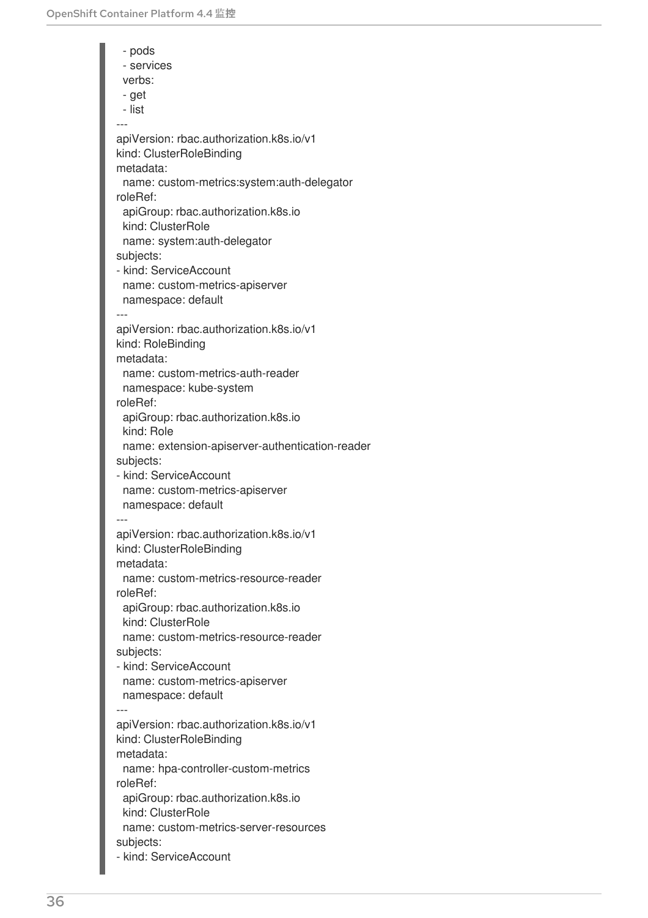```
  - pods
  - services
  verbs:
  - get
  - list
---
apiVersion: rbac.authorization.k8s.io/v1
kind: ClusterRoleBinding
metadata:
  name: custom-metrics:system:auth-delegator
roleRef:
  apiGroup: rbac.authorization.k8s.io
  kind: ClusterRole
  name: system:auth-delegator
subjects:
- kind: ServiceAccount
  name: custom-metrics-apiserver
  namespace: default
---
apiVersion: rbac.authorization.k8s.io/v1
kind: RoleBinding
metadata:
  name: custom-metrics-auth-reader
  namespace: kube-system
roleRef:
  apiGroup: rbac.authorization.k8s.io
  kind: Role
  name: extension-apiserver-authentication-reader
subjects:
- kind: ServiceAccount
  name: custom-metrics-apiserver
  namespace: default
---
apiVersion: rbac.authorization.k8s.io/v1
kind: ClusterRoleBinding
metadata:
  name: custom-metrics-resource-reader
roleRef:
  apiGroup: rbac.authorization.k8s.io
  kind: ClusterRole
  name: custom-metrics-resource-reader
subjects:
- kind: ServiceAccount
  name: custom-metrics-apiserver
  namespace: default
---
apiVersion: rbac.authorization.k8s.io/v1
kind: ClusterRoleBinding
metadata:
  name: hpa-controller-custom-metrics
roleRef:
  apiGroup: rbac.authorization.k8s.io
  kind: ClusterRole
  name: custom-metrics-server-resources
subjects:
- kind: ServiceAccount
```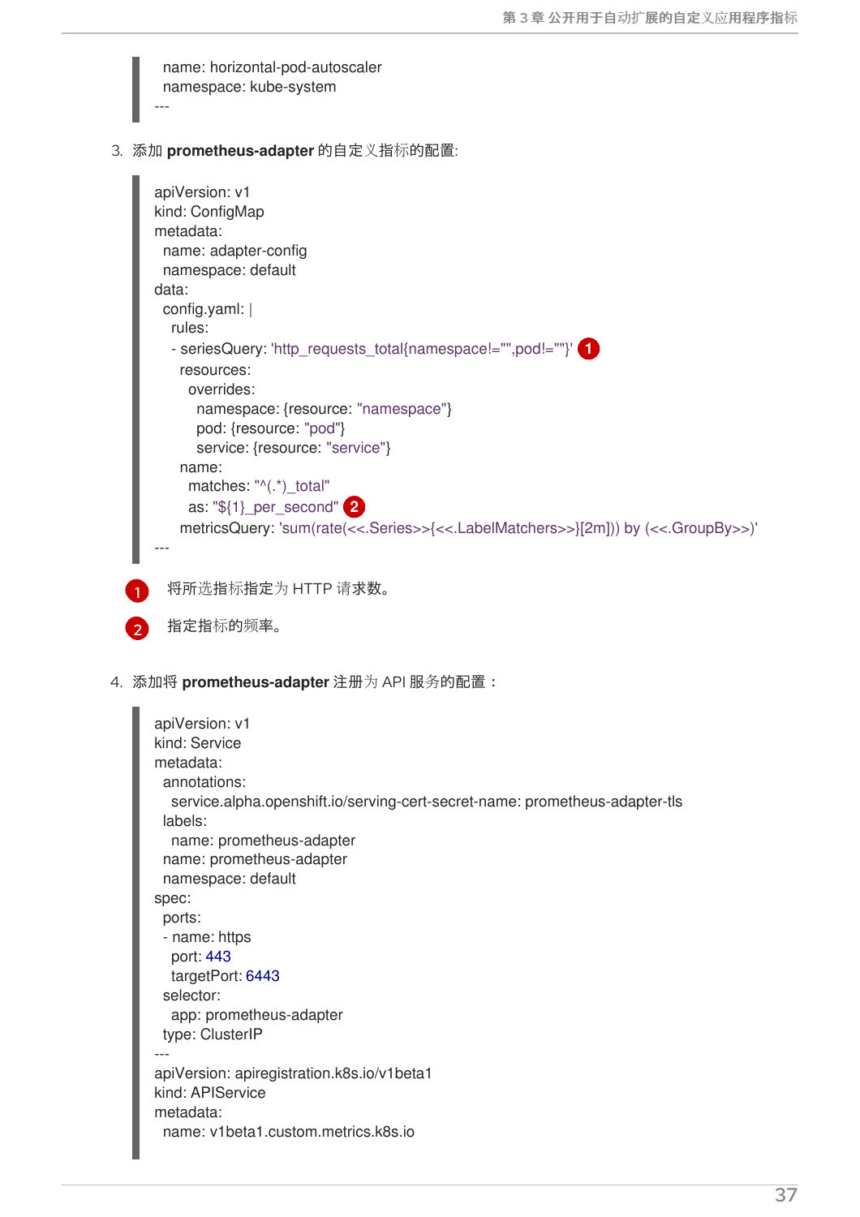```
  name: horizontal-pod-autoscaler
  namespace: kube-system
---
```

3. 添加 **prometheus-adapter** 的自定义指标的配置:

```
apiVersion: v1
kind: ConfigMap
metadata:
  name: adapter-config
  namespace: default
data:
  config.yaml: |
    rules:
    - seriesQuery: 'http_requests_total{namespace!="",pod!=""}' (1)
      resources:
        overrides:
          namespace: {resource: "namespace"}
          pod: {resource: "pod"}
          service: {resource: "service"}
      name:
        matches: "^(.*)_total"
        as: "${1}_per_second" (2)
      metricsQuery: 'sum(rate(<<.Series>>{<<.LabelMatchers>>}[2m])) by (<<.GroupBy>>)'
---
```

1. 将所选指标指定为 HTTP 请求数。
2. 指定指标的频率。

4. 添加将 **prometheus-adapter** 注册为 API 服务的配置：

```
apiVersion: v1
kind: Service
metadata:
  annotations:
    service.alpha.openshift.io/serving-cert-secret-name: prometheus-adapter-tls
  labels:
    name: prometheus-adapter
  name: prometheus-adapter
  namespace: default
spec:
  ports:
  - name: https
    port: 443
    targetPort: 6443
  selector:
    app: prometheus-adapter
  type: ClusterIP
---
apiVersion: apiregistration.k8s.io/v1beta1
kind: APIService
metadata:
  name: v1beta1.custom.metrics.k8s.io
```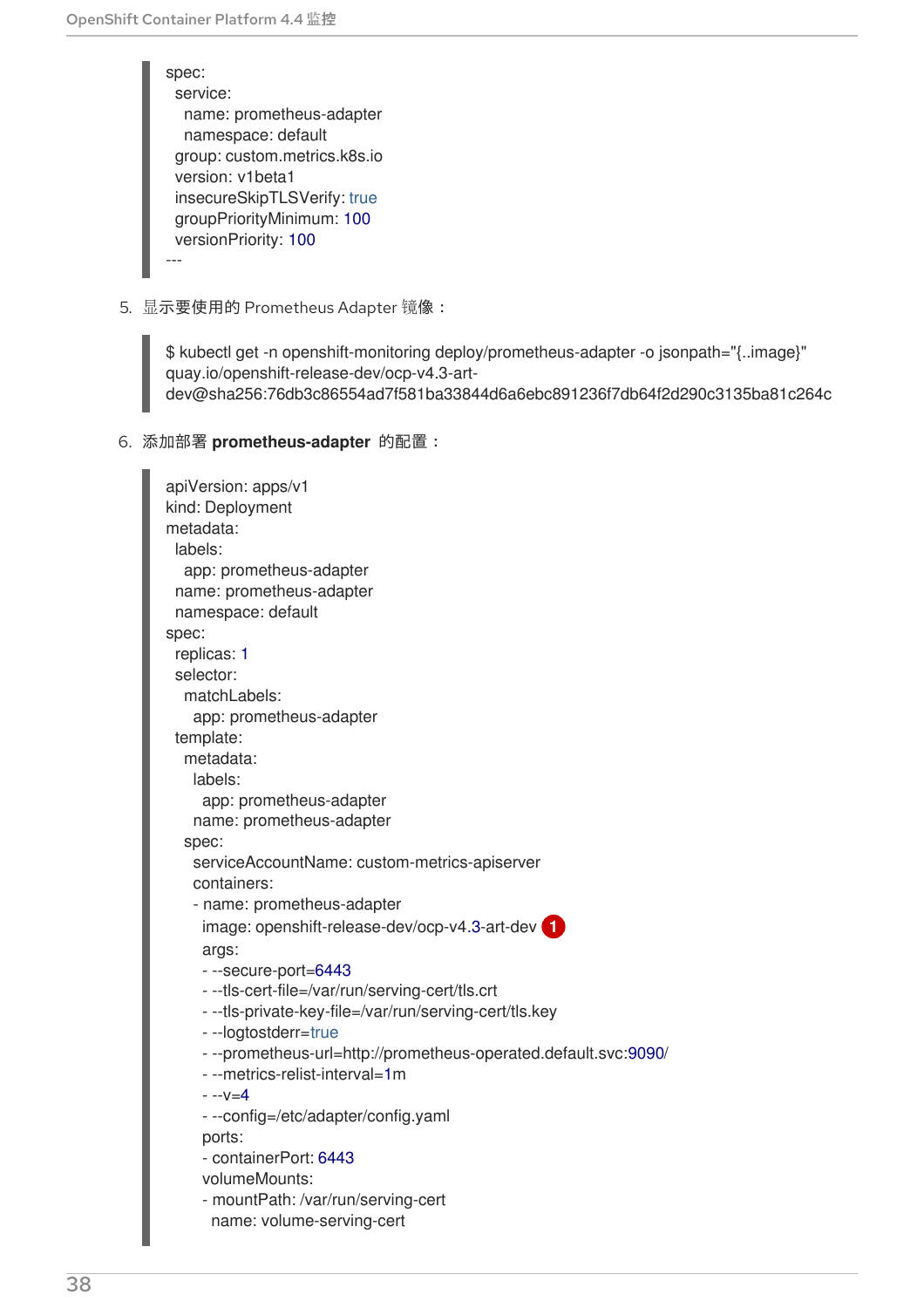```
spec:
  service:
    name: prometheus-adapter
    namespace: default
  group: custom.metrics.k8s.io
  version: v1beta1
  insecureSkipTLSVerify: true
  groupPriorityMinimum: 100
  versionPriority: 100
---
```

5. 显示要使用的 Prometheus Adapter 镜像：

```
$ kubectl get -n openshift-monitoring deploy/prometheus-adapter -o jsonpath="{..image}"
quay.io/openshift-release-dev/ocp-v4.3-art-
dev@sha256:76db3c86554ad7f581ba33844d6a6ebc891236f7db64f2d290c3135ba81c264c
```

6. 添加部署 **prometheus-adapter** 的配置：

```
apiVersion: apps/v1
kind: Deployment
metadata:
  labels:
    app: prometheus-adapter
  name: prometheus-adapter
  namespace: default
spec:
  replicas: 1
  selector:
    matchLabels:
      app: prometheus-adapter
  template:
    metadata:
      labels:
        app: prometheus-adapter
      name: prometheus-adapter
    spec:
      serviceAccountName: custom-metrics-apiserver
      containers:
      - name: prometheus-adapter
        image: openshift-release-dev/ocp-v4.3-art-dev (1)
        args:
        - --secure-port=6443
        - --tls-cert-file=/var/run/serving-cert/tls.crt
        - --tls-private-key-file=/var/run/serving-cert/tls.key
        - --logtostderr=true
        - --prometheus-url=http://prometheus-operated.default.svc:9090/
        - --metrics-relist-interval=1m
        - --v=4
        - --config=/etc/adapter/config.yaml
        ports:
        - containerPort: 6443
        volumeMounts:
        - mountPath: /var/run/serving-cert
          name: volume-serving-cert
```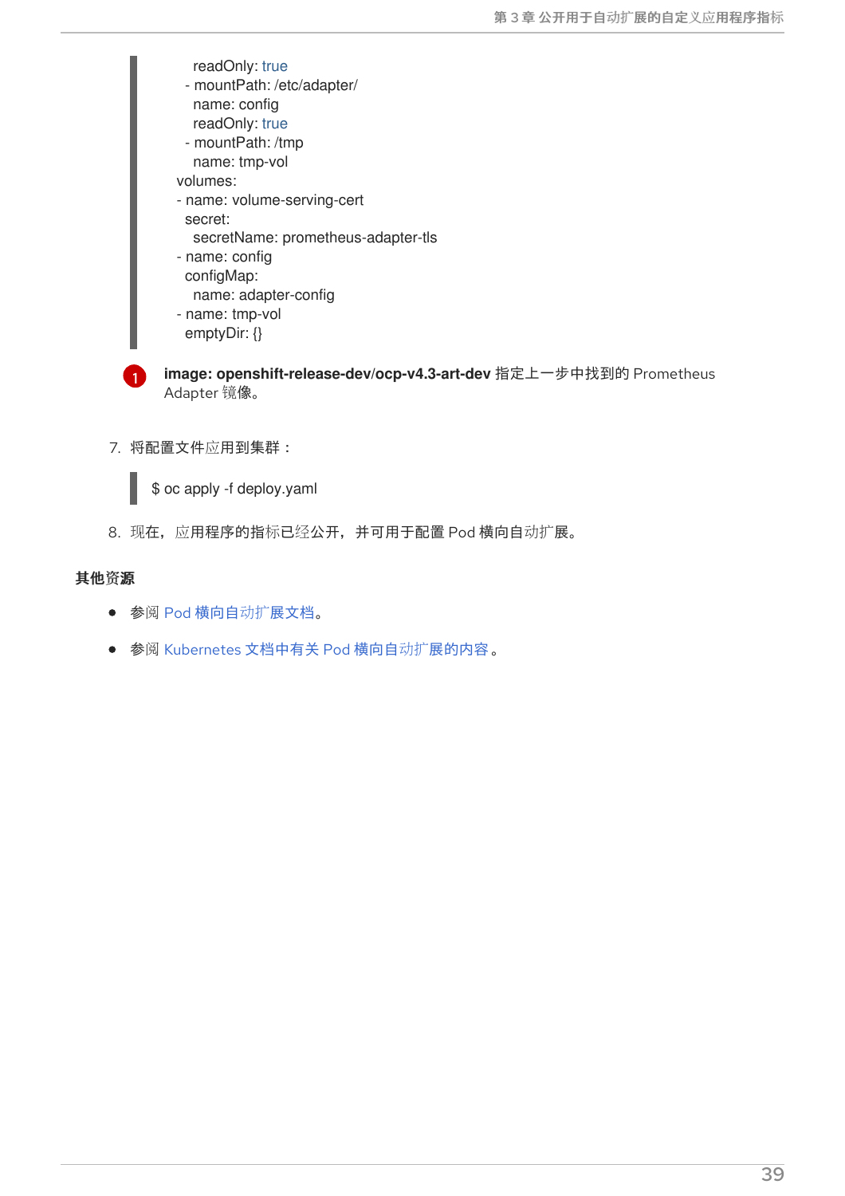```
            readOnly: true
          - mountPath: /etc/adapter/
            name: config
            readOnly: true
          - mountPath: /tmp
            name: tmp-vol
        volumes:
        - name: volume-serving-cert
          secret:
            secretName: prometheus-adapter-tls
        - name: config
          configMap:
            name: adapter-config
        - name: tmp-vol
          emptyDir: {}
```

1. **image: openshift-release-dev/ocp-v4.3-art-dev** 指定上一步中找到的 Prometheus Adapter 镜像。

7. 将配置文件应用到集群：

```
$ oc apply -f deploy.yaml
```

8. 现在，应用程序的指标已经公开，并可用于配置 Pod 横向自动扩展。

**其他资源**

- 参阅 Pod 横向自动扩展文档。
- 参阅 Kubernetes 文档中有关 Pod 横向自动扩展的内容。